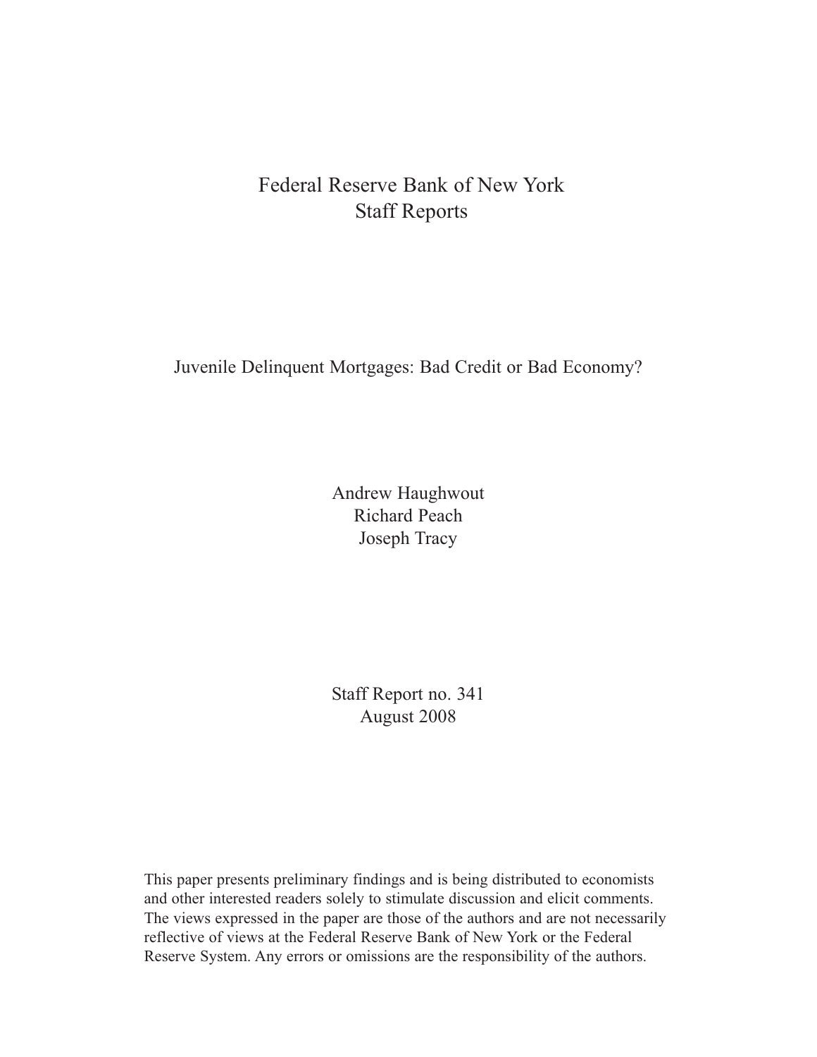Federal Reserve Bank of New York
Staff Reports

# Juvenile Delinquent Mortgages: Bad Credit or Bad Economy?

Andrew Haughwout
Richard Peach
Joseph Tracy

Staff Report no. 341
August 2008

This paper presents preliminary findings and is being distributed to economists and other interested readers solely to stimulate discussion and elicit comments. The views expressed in the paper are those of the authors and are not necessarily reflective of views at the Federal Reserve Bank of New York or the Federal Reserve System. Any errors or omissions are the responsibility of the authors.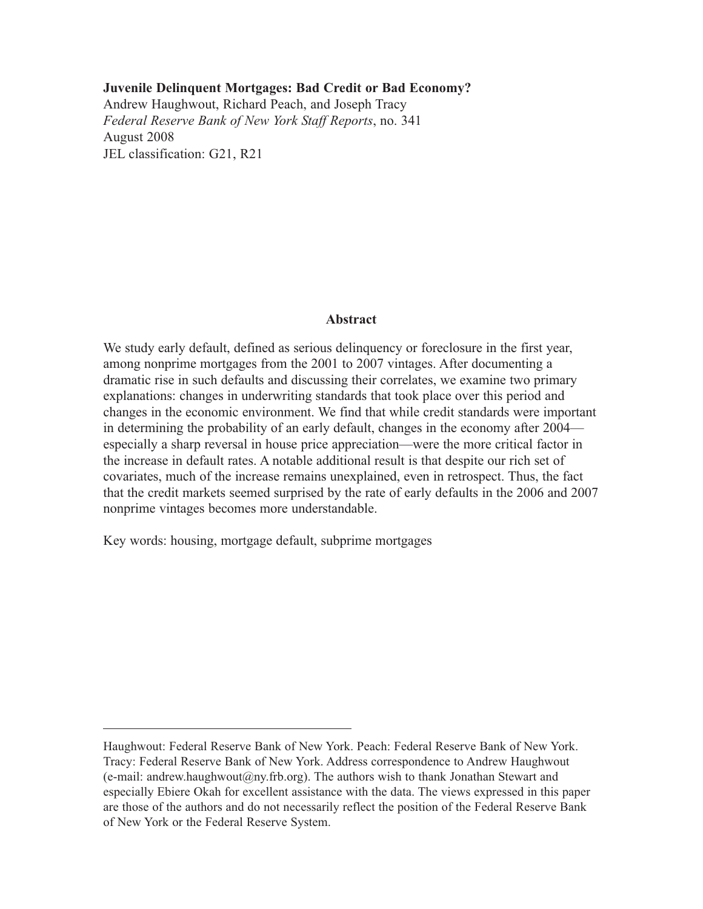**Juvenile Delinquent Mortgages: Bad Credit or Bad Economy?**
Andrew Haughwout, Richard Peach, and Joseph Tracy
*Federal Reserve Bank of New York Staff Reports*, no. 341
August 2008
JEL classification: G21, R21

## Abstract

We study early default, defined as serious delinquency or foreclosure in the first year, among nonprime mortgages from the 2001 to 2007 vintages. After documenting a dramatic rise in such defaults and discussing their correlates, we examine two primary explanations: changes in underwriting standards that took place over this period and changes in the economic environment. We find that while credit standards were important in determining the probability of an early default, changes in the economy after 2004—especially a sharp reversal in house price appreciation—were the more critical factor in the increase in default rates. A notable additional result is that despite our rich set of covariates, much of the increase remains unexplained, even in retrospect. Thus, the fact that the credit markets seemed surprised by the rate of early defaults in the 2006 and 2007 nonprime vintages becomes more understandable.

Key words: housing, mortgage default, subprime mortgages

---

Haughwout: Federal Reserve Bank of New York. Peach: Federal Reserve Bank of New York. Tracy: Federal Reserve Bank of New York. Address correspondence to Andrew Haughwout (e-mail: andrew.haughwout@ny.frb.org). The authors wish to thank Jonathan Stewart and especially Ebiere Okah for excellent assistance with the data. The views expressed in this paper are those of the authors and do not necessarily reflect the position of the Federal Reserve Bank of New York or the Federal Reserve System.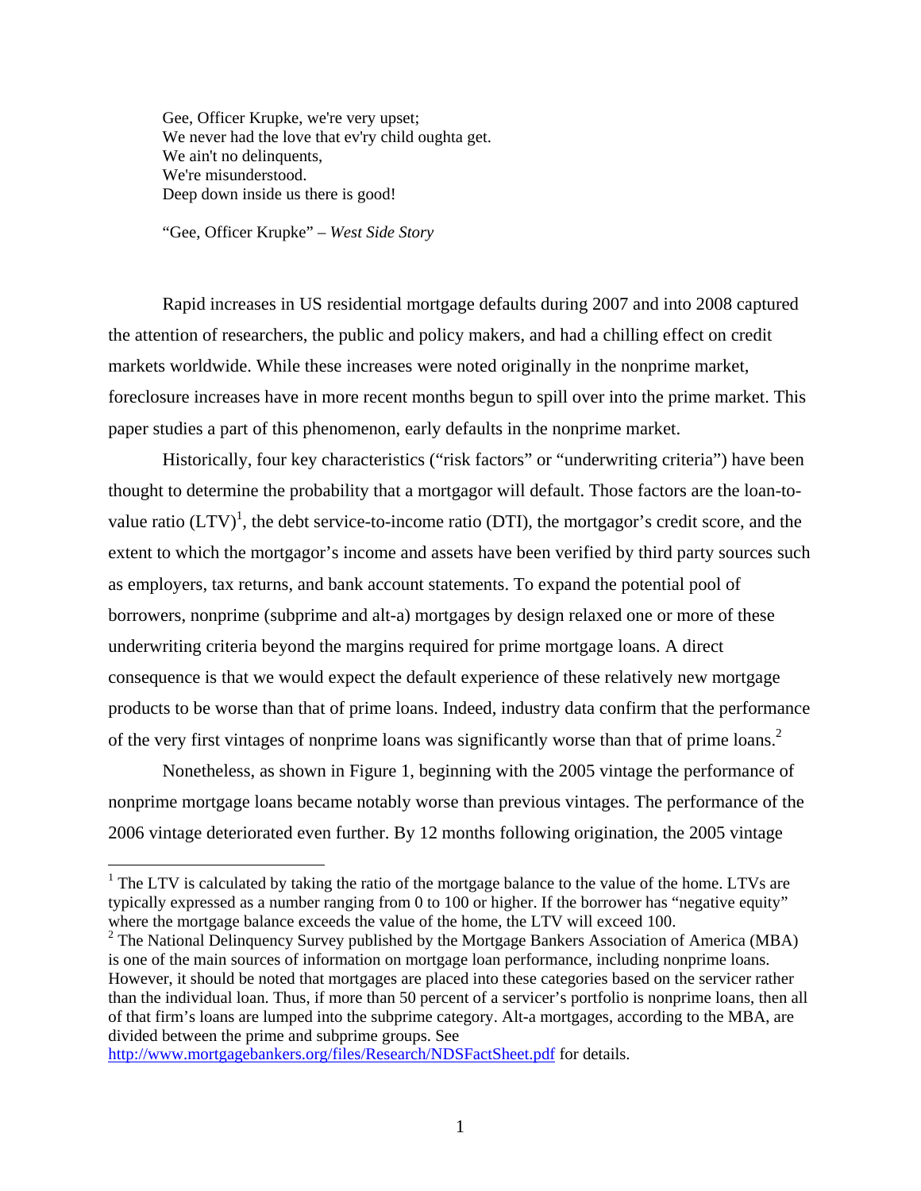Gee, Officer Krupke, we're very upset;  
We never had the love that ev'ry child oughta get.  
We ain't no delinquents,  
We're misunderstood.  
Deep down inside us there is good!

"Gee, Officer Krupke" – *West Side Story*

Rapid increases in US residential mortgage defaults during 2007 and into 2008 captured the attention of researchers, the public and policy makers, and had a chilling effect on credit markets worldwide. While these increases were noted originally in the nonprime market, foreclosure increases have in more recent months begun to spill over into the prime market. This paper studies a part of this phenomenon, early defaults in the nonprime market.

Historically, four key characteristics ("risk factors" or "underwriting criteria") have been thought to determine the probability that a mortgagor will default. Those factors are the loan-to-value ratio (LTV)[1], the debt service-to-income ratio (DTI), the mortgagor's credit score, and the extent to which the mortgagor's income and assets have been verified by third party sources such as employers, tax returns, and bank account statements. To expand the potential pool of borrowers, nonprime (subprime and alt-a) mortgages by design relaxed one or more of these underwriting criteria beyond the margins required for prime mortgage loans. A direct consequence is that we would expect the default experience of these relatively new mortgage products to be worse than that of prime loans. Indeed, industry data confirm that the performance of the very first vintages of nonprime loans was significantly worse than that of prime loans.[2]

Nonetheless, as shown in Figure 1, beginning with the 2005 vintage the performance of nonprime mortgage loans became notably worse than previous vintages. The performance of the 2006 vintage deteriorated even further. By 12 months following origination, the 2005 vintage

---

[1] The LTV is calculated by taking the ratio of the mortgage balance to the value of the home. LTVs are typically expressed as a number ranging from 0 to 100 or higher. If the borrower has "negative equity" where the mortgage balance exceeds the value of the home, the LTV will exceed 100.

[2] The National Delinquency Survey published by the Mortgage Bankers Association of America (MBA) is one of the main sources of information on mortgage loan performance, including nonprime loans. However, it should be noted that mortgages are placed into these categories based on the servicer rather than the individual loan. Thus, if more than 50 percent of a servicer's portfolio is nonprime loans, then all of that firm's loans are lumped into the subprime category. Alt-a mortgages, according to the MBA, are divided between the prime and subprime groups. See http://www.mortgagebankers.org/files/Research/NDSFactSheet.pdf for details.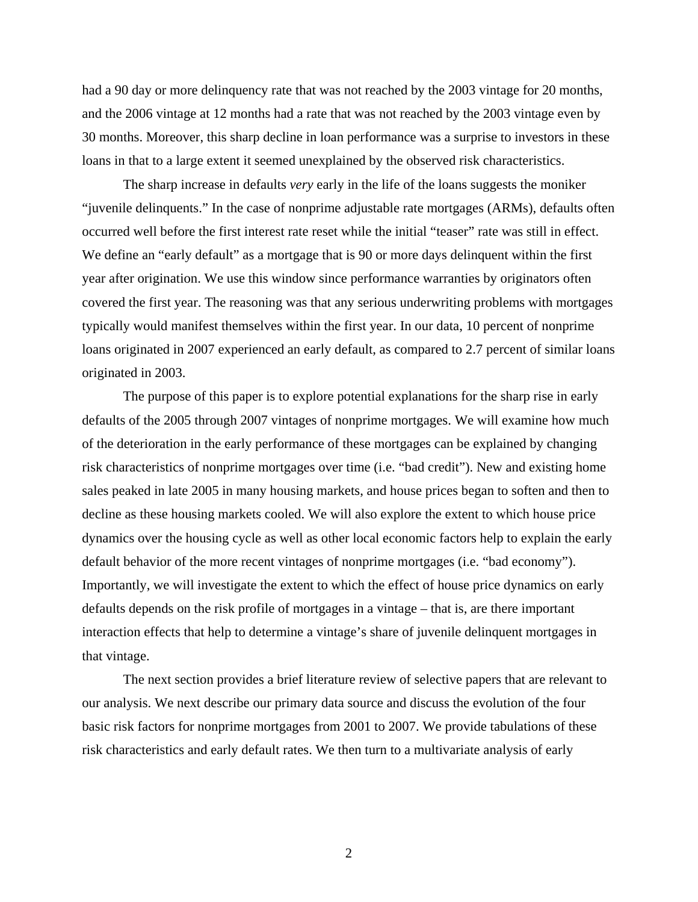had a 90 day or more delinquency rate that was not reached by the 2003 vintage for 20 months, and the 2006 vintage at 12 months had a rate that was not reached by the 2003 vintage even by 30 months. Moreover, this sharp decline in loan performance was a surprise to investors in these loans in that to a large extent it seemed unexplained by the observed risk characteristics.

The sharp increase in defaults *very* early in the life of the loans suggests the moniker "juvenile delinquents." In the case of nonprime adjustable rate mortgages (ARMs), defaults often occurred well before the first interest rate reset while the initial "teaser" rate was still in effect. We define an "early default" as a mortgage that is 90 or more days delinquent within the first year after origination. We use this window since performance warranties by originators often covered the first year. The reasoning was that any serious underwriting problems with mortgages typically would manifest themselves within the first year. In our data, 10 percent of nonprime loans originated in 2007 experienced an early default, as compared to 2.7 percent of similar loans originated in 2003.

The purpose of this paper is to explore potential explanations for the sharp rise in early defaults of the 2005 through 2007 vintages of nonprime mortgages. We will examine how much of the deterioration in the early performance of these mortgages can be explained by changing risk characteristics of nonprime mortgages over time (i.e. "bad credit"). New and existing home sales peaked in late 2005 in many housing markets, and house prices began to soften and then to decline as these housing markets cooled. We will also explore the extent to which house price dynamics over the housing cycle as well as other local economic factors help to explain the early default behavior of the more recent vintages of nonprime mortgages (i.e. "bad economy"). Importantly, we will investigate the extent to which the effect of house price dynamics on early defaults depends on the risk profile of mortgages in a vintage – that is, are there important interaction effects that help to determine a vintage's share of juvenile delinquent mortgages in that vintage.

The next section provides a brief literature review of selective papers that are relevant to our analysis. We next describe our primary data source and discuss the evolution of the four basic risk factors for nonprime mortgages from 2001 to 2007. We provide tabulations of these risk characteristics and early default rates. We then turn to a multivariate analysis of early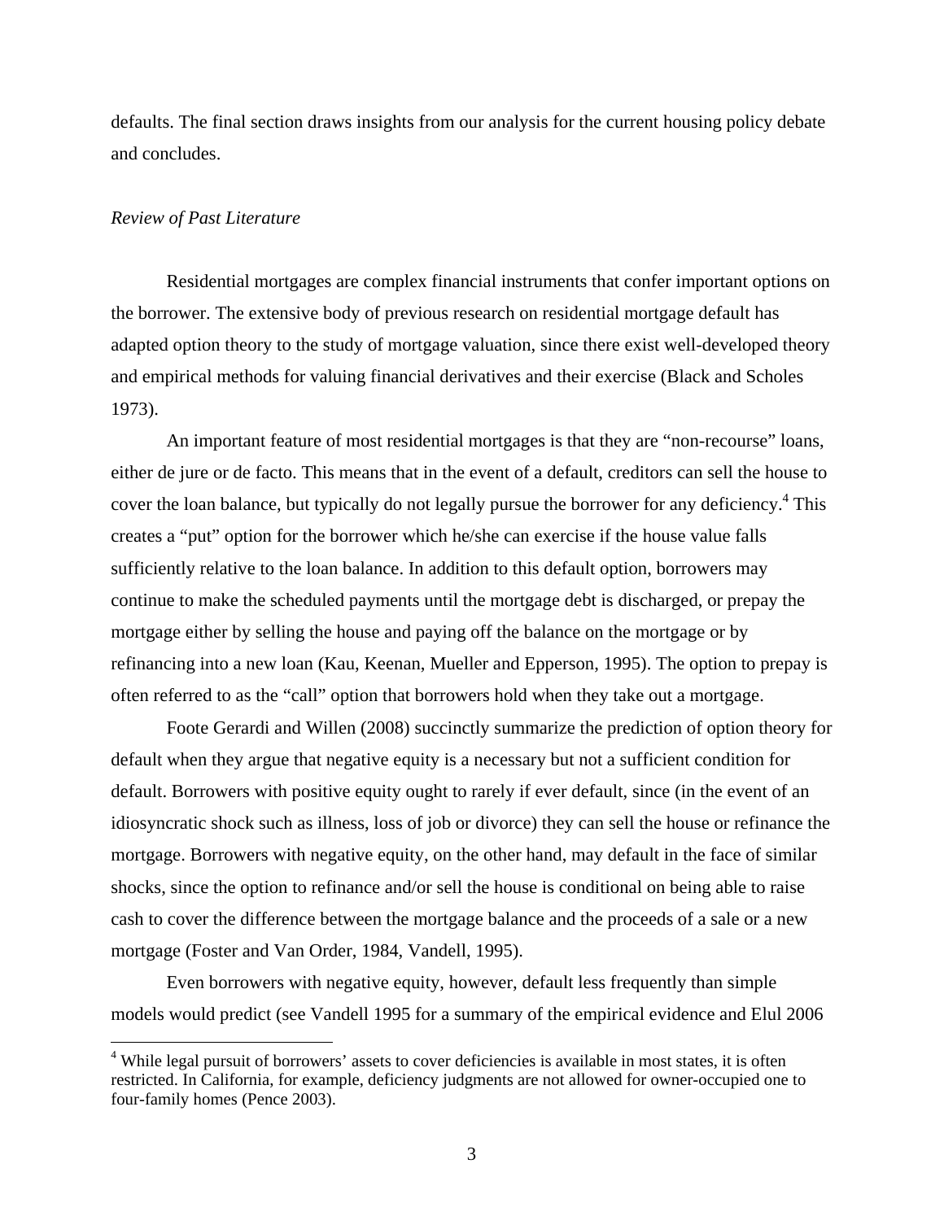defaults. The final section draws insights from our analysis for the current housing policy debate and concludes.

*Review of Past Literature*

Residential mortgages are complex financial instruments that confer important options on the borrower. The extensive body of previous research on residential mortgage default has adapted option theory to the study of mortgage valuation, since there exist well-developed theory and empirical methods for valuing financial derivatives and their exercise (Black and Scholes 1973).

An important feature of most residential mortgages is that they are "non-recourse" loans, either de jure or de facto. This means that in the event of a default, creditors can sell the house to cover the loan balance, but typically do not legally pursue the borrower for any deficiency.[4] This creates a "put" option for the borrower which he/she can exercise if the house value falls sufficiently relative to the loan balance. In addition to this default option, borrowers may continue to make the scheduled payments until the mortgage debt is discharged, or prepay the mortgage either by selling the house and paying off the balance on the mortgage or by refinancing into a new loan (Kau, Keenan, Mueller and Epperson, 1995). The option to prepay is often referred to as the "call" option that borrowers hold when they take out a mortgage.

Foote Gerardi and Willen (2008) succinctly summarize the prediction of option theory for default when they argue that negative equity is a necessary but not a sufficient condition for default. Borrowers with positive equity ought to rarely if ever default, since (in the event of an idiosyncratic shock such as illness, loss of job or divorce) they can sell the house or refinance the mortgage. Borrowers with negative equity, on the other hand, may default in the face of similar shocks, since the option to refinance and/or sell the house is conditional on being able to raise cash to cover the difference between the mortgage balance and the proceeds of a sale or a new mortgage (Foster and Van Order, 1984, Vandell, 1995).

Even borrowers with negative equity, however, default less frequently than simple models would predict (see Vandell 1995 for a summary of the empirical evidence and Elul 2006

[4] While legal pursuit of borrowers' assets to cover deficiencies is available in most states, it is often restricted. In California, for example, deficiency judgments are not allowed for owner-occupied one to four-family homes (Pence 2003).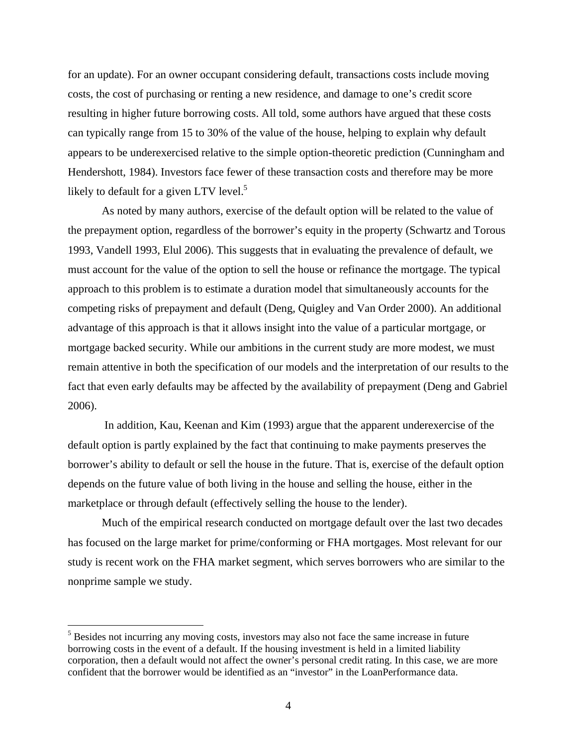for an update). For an owner occupant considering default, transactions costs include moving costs, the cost of purchasing or renting a new residence, and damage to one's credit score resulting in higher future borrowing costs. All told, some authors have argued that these costs can typically range from 15 to 30% of the value of the house, helping to explain why default appears to be underexercised relative to the simple option-theoretic prediction (Cunningham and Hendershott, 1984). Investors face fewer of these transaction costs and therefore may be more likely to default for a given LTV level.[5]

As noted by many authors, exercise of the default option will be related to the value of the prepayment option, regardless of the borrower's equity in the property (Schwartz and Torous 1993, Vandell 1993, Elul 2006). This suggests that in evaluating the prevalence of default, we must account for the value of the option to sell the house or refinance the mortgage. The typical approach to this problem is to estimate a duration model that simultaneously accounts for the competing risks of prepayment and default (Deng, Quigley and Van Order 2000). An additional advantage of this approach is that it allows insight into the value of a particular mortgage, or mortgage backed security. While our ambitions in the current study are more modest, we must remain attentive in both the specification of our models and the interpretation of our results to the fact that even early defaults may be affected by the availability of prepayment (Deng and Gabriel 2006).

In addition, Kau, Keenan and Kim (1993) argue that the apparent underexercise of the default option is partly explained by the fact that continuing to make payments preserves the borrower's ability to default or sell the house in the future. That is, exercise of the default option depends on the future value of both living in the house and selling the house, either in the marketplace or through default (effectively selling the house to the lender).

Much of the empirical research conducted on mortgage default over the last two decades has focused on the large market for prime/conforming or FHA mortgages. Most relevant for our study is recent work on the FHA market segment, which serves borrowers who are similar to the nonprime sample we study.

[5] Besides not incurring any moving costs, investors may also not face the same increase in future borrowing costs in the event of a default. If the housing investment is held in a limited liability corporation, then a default would not affect the owner's personal credit rating. In this case, we are more confident that the borrower would be identified as an "investor" in the LoanPerformance data.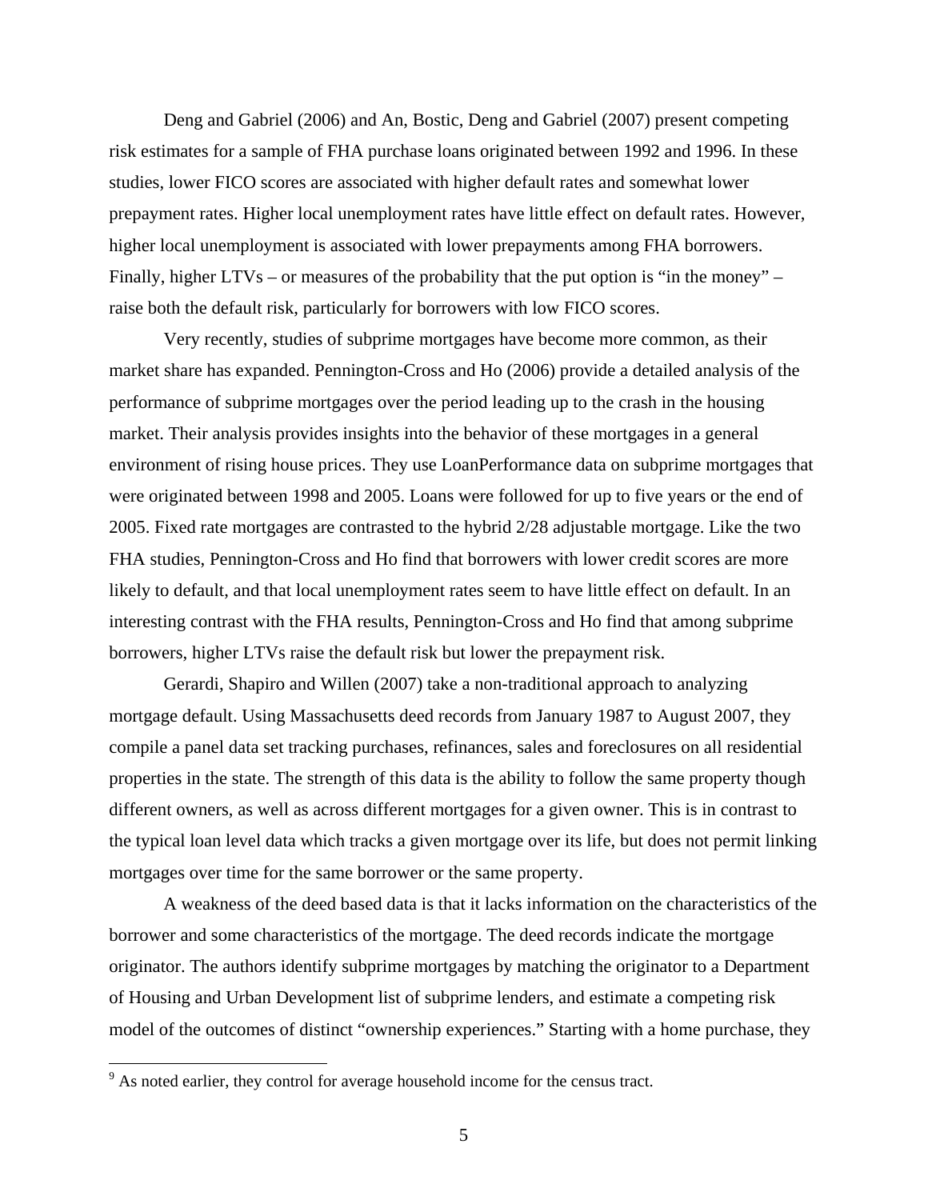Deng and Gabriel (2006) and An, Bostic, Deng and Gabriel (2007) present competing risk estimates for a sample of FHA purchase loans originated between 1992 and 1996. In these studies, lower FICO scores are associated with higher default rates and somewhat lower prepayment rates. Higher local unemployment rates have little effect on default rates. However, higher local unemployment is associated with lower prepayments among FHA borrowers. Finally, higher LTVs – or measures of the probability that the put option is "in the money" – raise both the default risk, particularly for borrowers with low FICO scores.

Very recently, studies of subprime mortgages have become more common, as their market share has expanded. Pennington-Cross and Ho (2006) provide a detailed analysis of the performance of subprime mortgages over the period leading up to the crash in the housing market. Their analysis provides insights into the behavior of these mortgages in a general environment of rising house prices. They use LoanPerformance data on subprime mortgages that were originated between 1998 and 2005. Loans were followed for up to five years or the end of 2005. Fixed rate mortgages are contrasted to the hybrid 2/28 adjustable mortgage. Like the two FHA studies, Pennington-Cross and Ho find that borrowers with lower credit scores are more likely to default, and that local unemployment rates seem to have little effect on default. In an interesting contrast with the FHA results, Pennington-Cross and Ho find that among subprime borrowers, higher LTVs raise the default risk but lower the prepayment risk.

Gerardi, Shapiro and Willen (2007) take a non-traditional approach to analyzing mortgage default. Using Massachusetts deed records from January 1987 to August 2007, they compile a panel data set tracking purchases, refinances, sales and foreclosures on all residential properties in the state. The strength of this data is the ability to follow the same property though different owners, as well as across different mortgages for a given owner. This is in contrast to the typical loan level data which tracks a given mortgage over its life, but does not permit linking mortgages over time for the same borrower or the same property.

A weakness of the deed based data is that it lacks information on the characteristics of the borrower and some characteristics of the mortgage. The deed records indicate the mortgage originator. The authors identify subprime mortgages by matching the originator to a Department of Housing and Urban Development list of subprime lenders, and estimate a competing risk model of the outcomes of distinct "ownership experiences." Starting with a home purchase, they

[9] As noted earlier, they control for average household income for the census tract.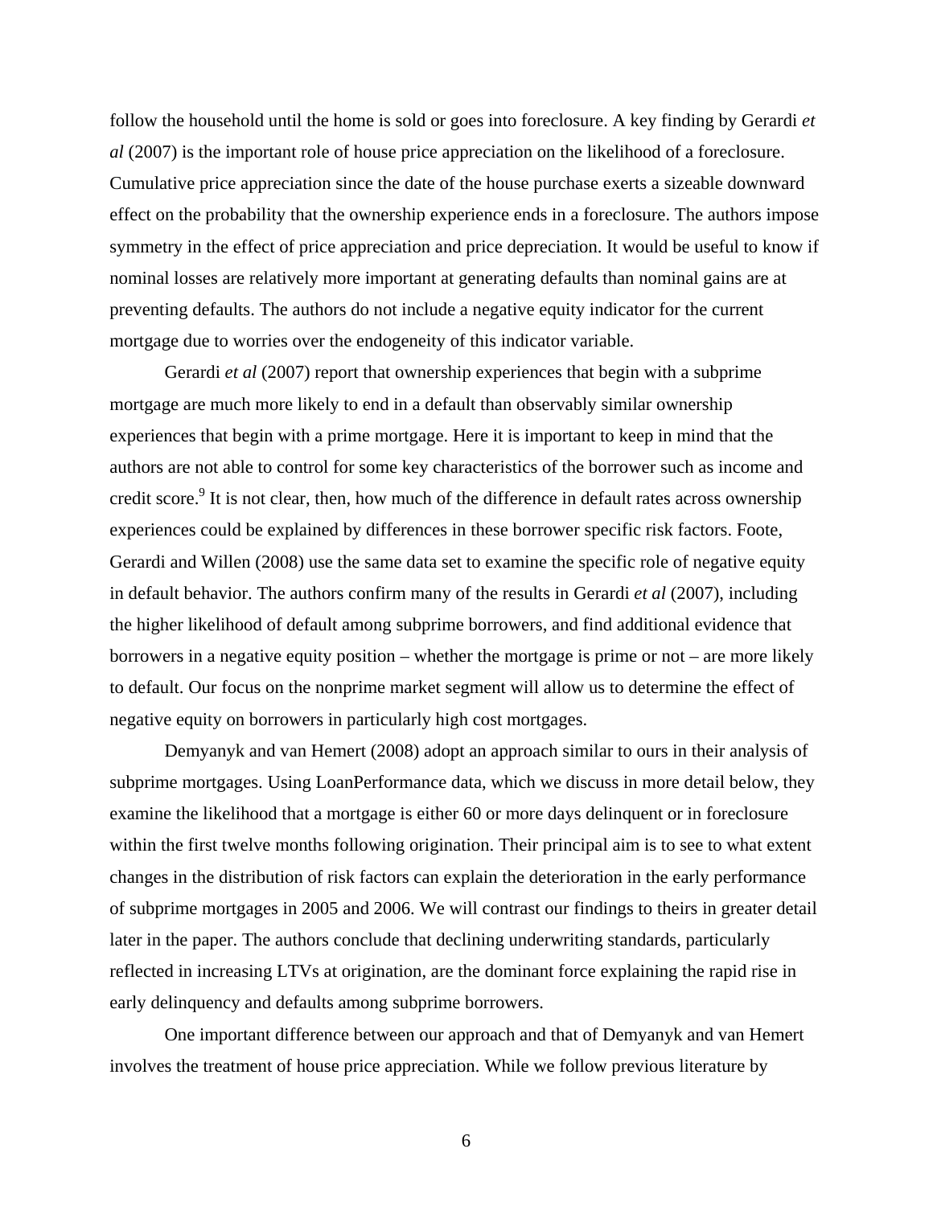follow the household until the home is sold or goes into foreclosure. A key finding by Gerardi *et al* (2007) is the important role of house price appreciation on the likelihood of a foreclosure. Cumulative price appreciation since the date of the house purchase exerts a sizeable downward effect on the probability that the ownership experience ends in a foreclosure. The authors impose symmetry in the effect of price appreciation and price depreciation. It would be useful to know if nominal losses are relatively more important at generating defaults than nominal gains are at preventing defaults. The authors do not include a negative equity indicator for the current mortgage due to worries over the endogeneity of this indicator variable.

Gerardi *et al* (2007) report that ownership experiences that begin with a subprime mortgage are much more likely to end in a default than observably similar ownership experiences that begin with a prime mortgage. Here it is important to keep in mind that the authors are not able to control for some key characteristics of the borrower such as income and credit score.[9] It is not clear, then, how much of the difference in default rates across ownership experiences could be explained by differences in these borrower specific risk factors. Foote, Gerardi and Willen (2008) use the same data set to examine the specific role of negative equity in default behavior. The authors confirm many of the results in Gerardi *et al* (2007), including the higher likelihood of default among subprime borrowers, and find additional evidence that borrowers in a negative equity position – whether the mortgage is prime or not – are more likely to default. Our focus on the nonprime market segment will allow us to determine the effect of negative equity on borrowers in particularly high cost mortgages.

Demyanyk and van Hemert (2008) adopt an approach similar to ours in their analysis of subprime mortgages. Using LoanPerformance data, which we discuss in more detail below, they examine the likelihood that a mortgage is either 60 or more days delinquent or in foreclosure within the first twelve months following origination. Their principal aim is to see to what extent changes in the distribution of risk factors can explain the deterioration in the early performance of subprime mortgages in 2005 and 2006. We will contrast our findings to theirs in greater detail later in the paper. The authors conclude that declining underwriting standards, particularly reflected in increasing LTVs at origination, are the dominant force explaining the rapid rise in early delinquency and defaults among subprime borrowers.

One important difference between our approach and that of Demyanyk and van Hemert involves the treatment of house price appreciation. While we follow previous literature by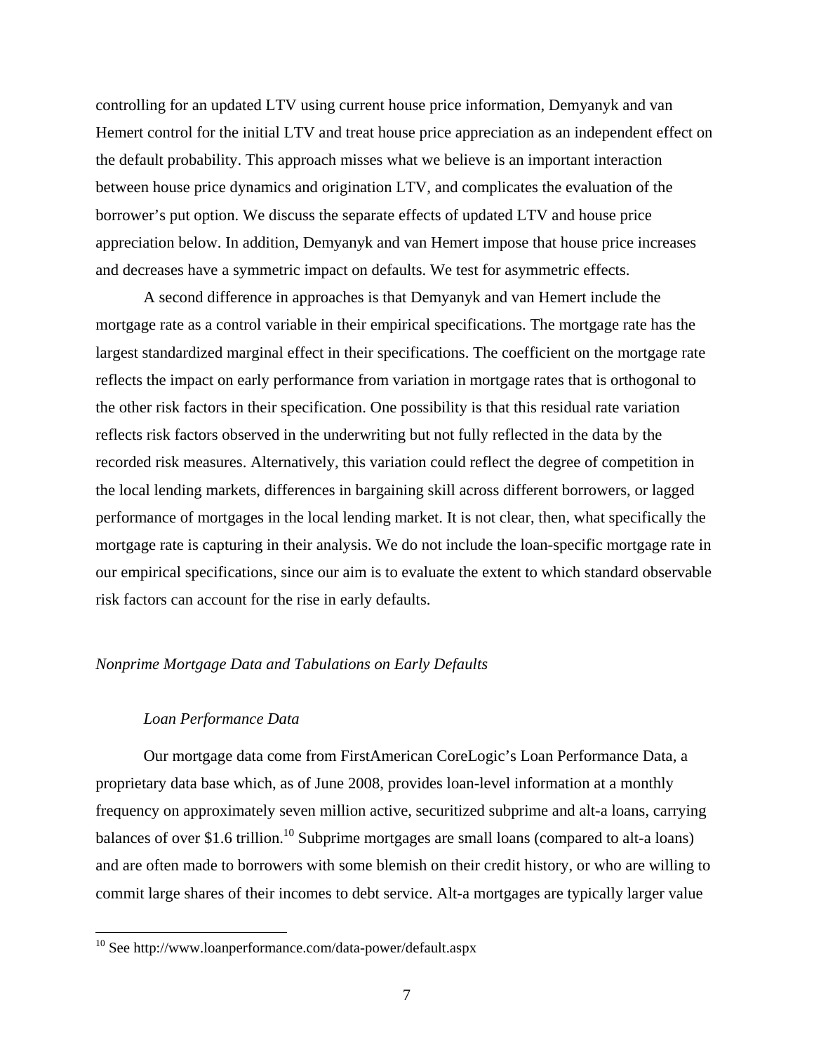controlling for an updated LTV using current house price information, Demyanyk and van Hemert control for the initial LTV and treat house price appreciation as an independent effect on the default probability. This approach misses what we believe is an important interaction between house price dynamics and origination LTV, and complicates the evaluation of the borrower's put option. We discuss the separate effects of updated LTV and house price appreciation below. In addition, Demyanyk and van Hemert impose that house price increases and decreases have a symmetric impact on defaults. We test for asymmetric effects.

A second difference in approaches is that Demyanyk and van Hemert include the mortgage rate as a control variable in their empirical specifications. The mortgage rate has the largest standardized marginal effect in their specifications. The coefficient on the mortgage rate reflects the impact on early performance from variation in mortgage rates that is orthogonal to the other risk factors in their specification. One possibility is that this residual rate variation reflects risk factors observed in the underwriting but not fully reflected in the data by the recorded risk measures. Alternatively, this variation could reflect the degree of competition in the local lending markets, differences in bargaining skill across different borrowers, or lagged performance of mortgages in the local lending market. It is not clear, then, what specifically the mortgage rate is capturing in their analysis. We do not include the loan-specific mortgage rate in our empirical specifications, since our aim is to evaluate the extent to which standard observable risk factors can account for the rise in early defaults.

## *Nonprime Mortgage Data and Tabulations on Early Defaults*

### *Loan Performance Data*

Our mortgage data come from FirstAmerican CoreLogic's Loan Performance Data, a proprietary data base which, as of June 2008, provides loan-level information at a monthly frequency on approximately seven million active, securitized subprime and alt-a loans, carrying balances of over $1.6 trillion.[10] Subprime mortgages are small loans (compared to alt-a loans) and are often made to borrowers with some blemish on their credit history, or who are willing to commit large shares of their incomes to debt service. Alt-a mortgages are typically larger value

[10] See http://www.loanperformance.com/data-power/default.aspx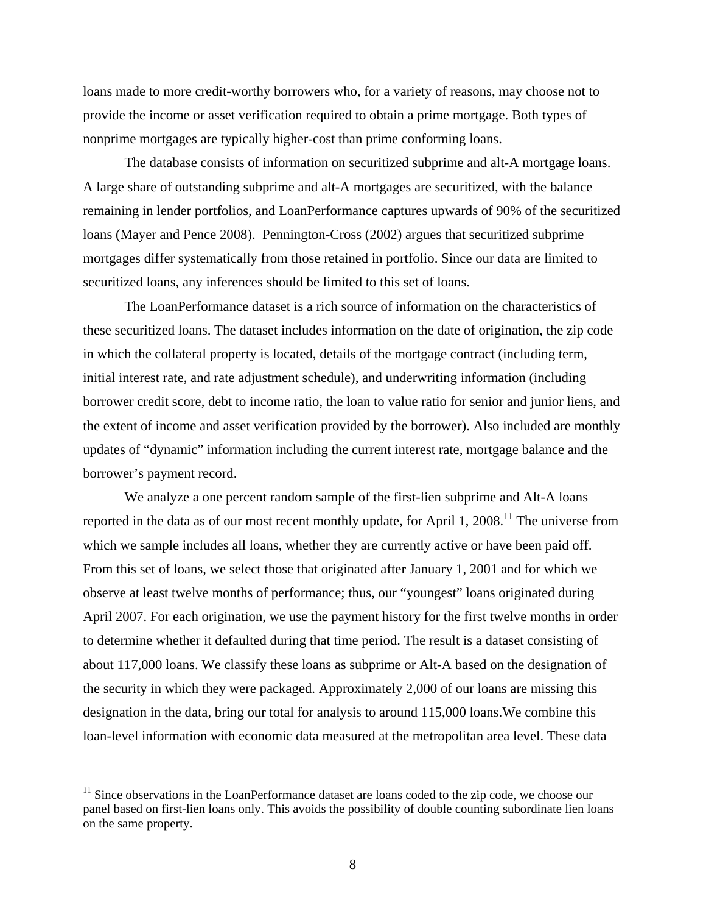loans made to more credit-worthy borrowers who, for a variety of reasons, may choose not to provide the income or asset verification required to obtain a prime mortgage. Both types of nonprime mortgages are typically higher-cost than prime conforming loans.

The database consists of information on securitized subprime and alt-A mortgage loans. A large share of outstanding subprime and alt-A mortgages are securitized, with the balance remaining in lender portfolios, and LoanPerformance captures upwards of 90% of the securitized loans (Mayer and Pence 2008). Pennington-Cross (2002) argues that securitized subprime mortgages differ systematically from those retained in portfolio. Since our data are limited to securitized loans, any inferences should be limited to this set of loans.

The LoanPerformance dataset is a rich source of information on the characteristics of these securitized loans. The dataset includes information on the date of origination, the zip code in which the collateral property is located, details of the mortgage contract (including term, initial interest rate, and rate adjustment schedule), and underwriting information (including borrower credit score, debt to income ratio, the loan to value ratio for senior and junior liens, and the extent of income and asset verification provided by the borrower). Also included are monthly updates of "dynamic" information including the current interest rate, mortgage balance and the borrower's payment record.

We analyze a one percent random sample of the first-lien subprime and Alt-A loans reported in the data as of our most recent monthly update, for April 1, 2008.[11] The universe from which we sample includes all loans, whether they are currently active or have been paid off. From this set of loans, we select those that originated after January 1, 2001 and for which we observe at least twelve months of performance; thus, our "youngest" loans originated during April 2007. For each origination, we use the payment history for the first twelve months in order to determine whether it defaulted during that time period. The result is a dataset consisting of about 117,000 loans. We classify these loans as subprime or Alt-A based on the designation of the security in which they were packaged. Approximately 2,000 of our loans are missing this designation in the data, bring our total for analysis to around 115,000 loans.We combine this loan-level information with economic data measured at the metropolitan area level. These data

[11] Since observations in the LoanPerformance dataset are loans coded to the zip code, we choose our panel based on first-lien loans only. This avoids the possibility of double counting subordinate lien loans on the same property.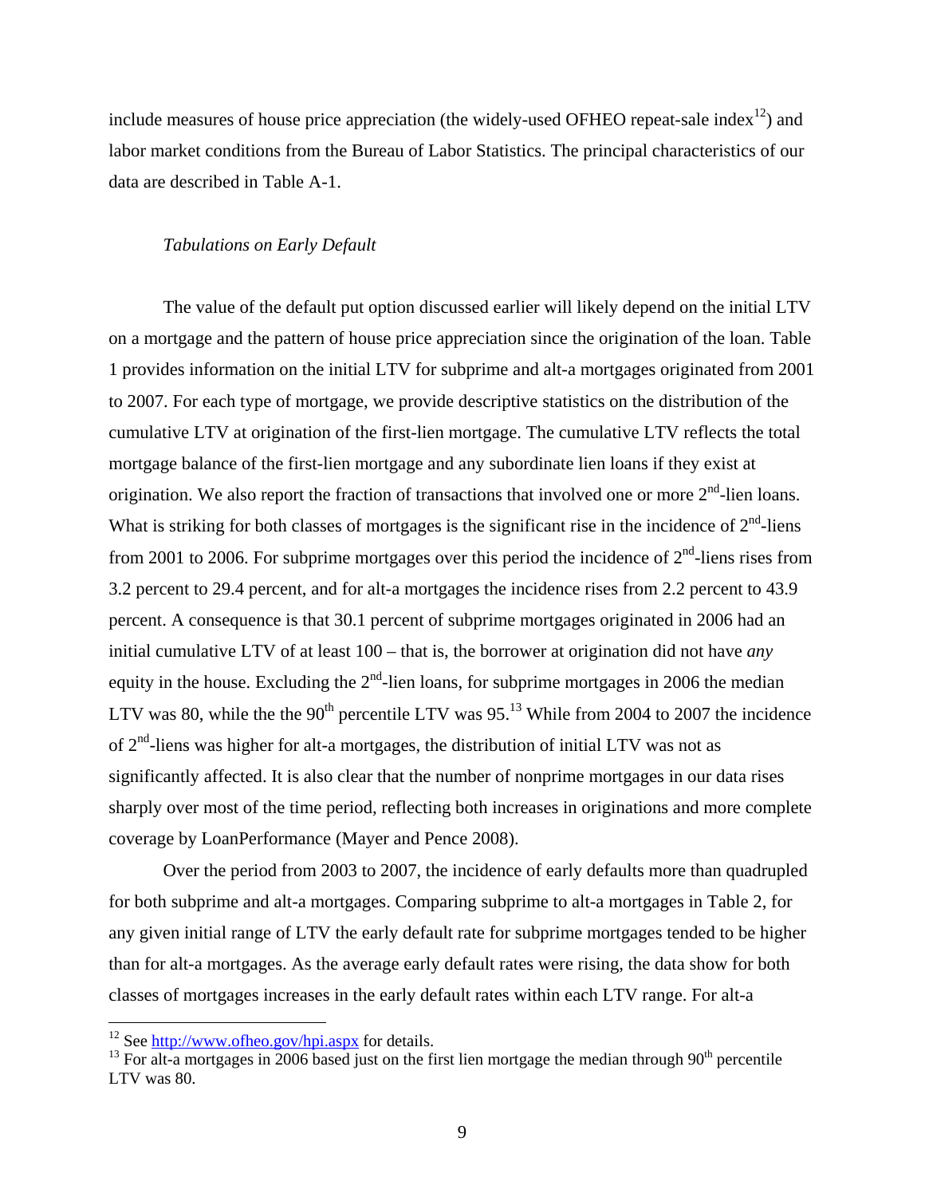include measures of house price appreciation (the widely-used OFHEO repeat-sale index[12]) and labor market conditions from the Bureau of Labor Statistics. The principal characteristics of our data are described in Table A-1.

### *Tabulations on Early Default*

The value of the default put option discussed earlier will likely depend on the initial LTV on a mortgage and the pattern of house price appreciation since the origination of the loan. Table 1 provides information on the initial LTV for subprime and alt-a mortgages originated from 2001 to 2007. For each type of mortgage, we provide descriptive statistics on the distribution of the cumulative LTV at origination of the first-lien mortgage. The cumulative LTV reflects the total mortgage balance of the first-lien mortgage and any subordinate lien loans if they exist at origination. We also report the fraction of transactions that involved one or more 2nd-lien loans. What is striking for both classes of mortgages is the significant rise in the incidence of 2nd-liens from 2001 to 2006. For subprime mortgages over this period the incidence of 2nd-liens rises from 3.2 percent to 29.4 percent, and for alt-a mortgages the incidence rises from 2.2 percent to 43.9 percent. A consequence is that 30.1 percent of subprime mortgages originated in 2006 had an initial cumulative LTV of at least 100 – that is, the borrower at origination did not have *any* equity in the house. Excluding the 2nd-lien loans, for subprime mortgages in 2006 the median LTV was 80, while the the 90th percentile LTV was 95.[13] While from 2004 to 2007 the incidence of 2nd-liens was higher for alt-a mortgages, the distribution of initial LTV was not as significantly affected. It is also clear that the number of nonprime mortgages in our data rises sharply over most of the time period, reflecting both increases in originations and more complete coverage by LoanPerformance (Mayer and Pence 2008).

Over the period from 2003 to 2007, the incidence of early defaults more than quadrupled for both subprime and alt-a mortgages. Comparing subprime to alt-a mortgages in Table 2, for any given initial range of LTV the early default rate for subprime mortgages tended to be higher than for alt-a mortgages. As the average early default rates were rising, the data show for both classes of mortgages increases in the early default rates within each LTV range. For alt-a

---

[12] See http://www.ofheo.gov/hpi.aspx for details.

[13] For alt-a mortgages in 2006 based just on the first lien mortgage the median through 90th percentile LTV was 80.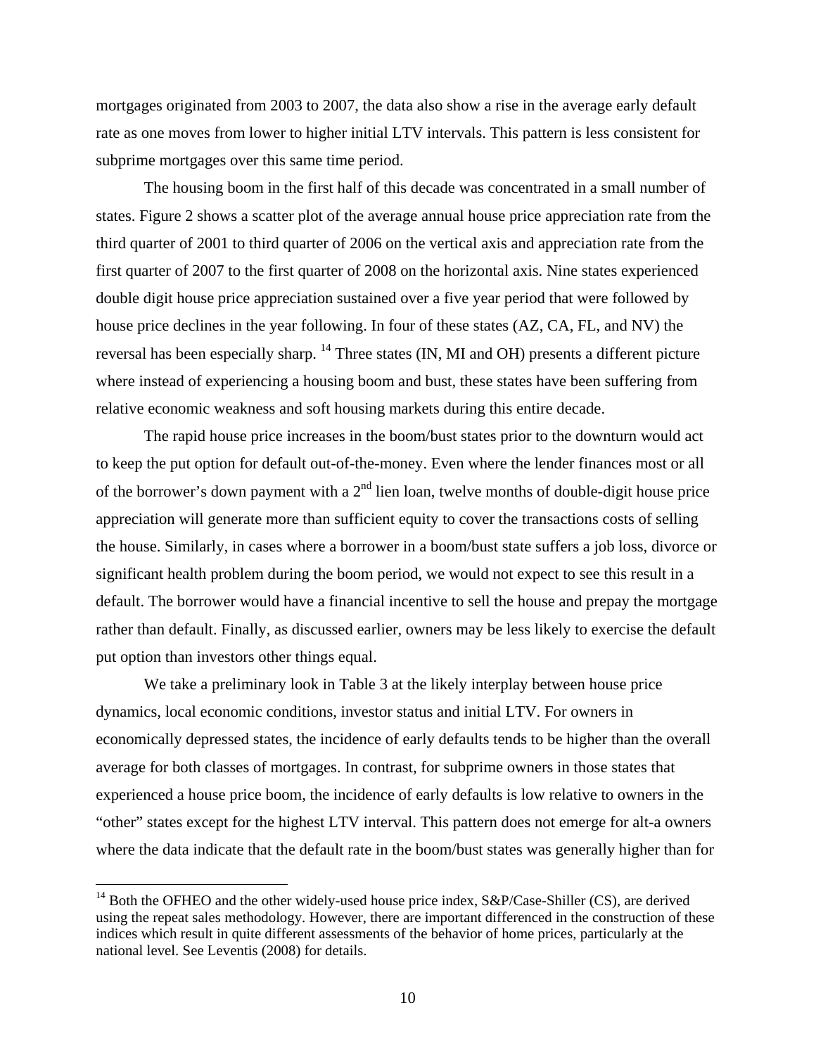mortgages originated from 2003 to 2007, the data also show a rise in the average early default rate as one moves from lower to higher initial LTV intervals. This pattern is less consistent for subprime mortgages over this same time period.

The housing boom in the first half of this decade was concentrated in a small number of states. Figure 2 shows a scatter plot of the average annual house price appreciation rate from the third quarter of 2001 to third quarter of 2006 on the vertical axis and appreciation rate from the first quarter of 2007 to the first quarter of 2008 on the horizontal axis. Nine states experienced double digit house price appreciation sustained over a five year period that were followed by house price declines in the year following. In four of these states (AZ, CA, FL, and NV) the reversal has been especially sharp. [14] Three states (IN, MI and OH) presents a different picture where instead of experiencing a housing boom and bust, these states have been suffering from relative economic weakness and soft housing markets during this entire decade.

The rapid house price increases in the boom/bust states prior to the downturn would act to keep the put option for default out-of-the-money. Even where the lender finances most or all of the borrower's down payment with a 2[nd] lien loan, twelve months of double-digit house price appreciation will generate more than sufficient equity to cover the transactions costs of selling the house. Similarly, in cases where a borrower in a boom/bust state suffers a job loss, divorce or significant health problem during the boom period, we would not expect to see this result in a default. The borrower would have a financial incentive to sell the house and prepay the mortgage rather than default. Finally, as discussed earlier, owners may be less likely to exercise the default put option than investors other things equal.

We take a preliminary look in Table 3 at the likely interplay between house price dynamics, local economic conditions, investor status and initial LTV. For owners in economically depressed states, the incidence of early defaults tends to be higher than the overall average for both classes of mortgages. In contrast, for subprime owners in those states that experienced a house price boom, the incidence of early defaults is low relative to owners in the "other" states except for the highest LTV interval. This pattern does not emerge for alt-a owners where the data indicate that the default rate in the boom/bust states was generally higher than for

[14] Both the OFHEO and the other widely-used house price index, S&P/Case-Shiller (CS), are derived using the repeat sales methodology. However, there are important differenced in the construction of these indices which result in quite different assessments of the behavior of home prices, particularly at the national level. See Leventis (2008) for details.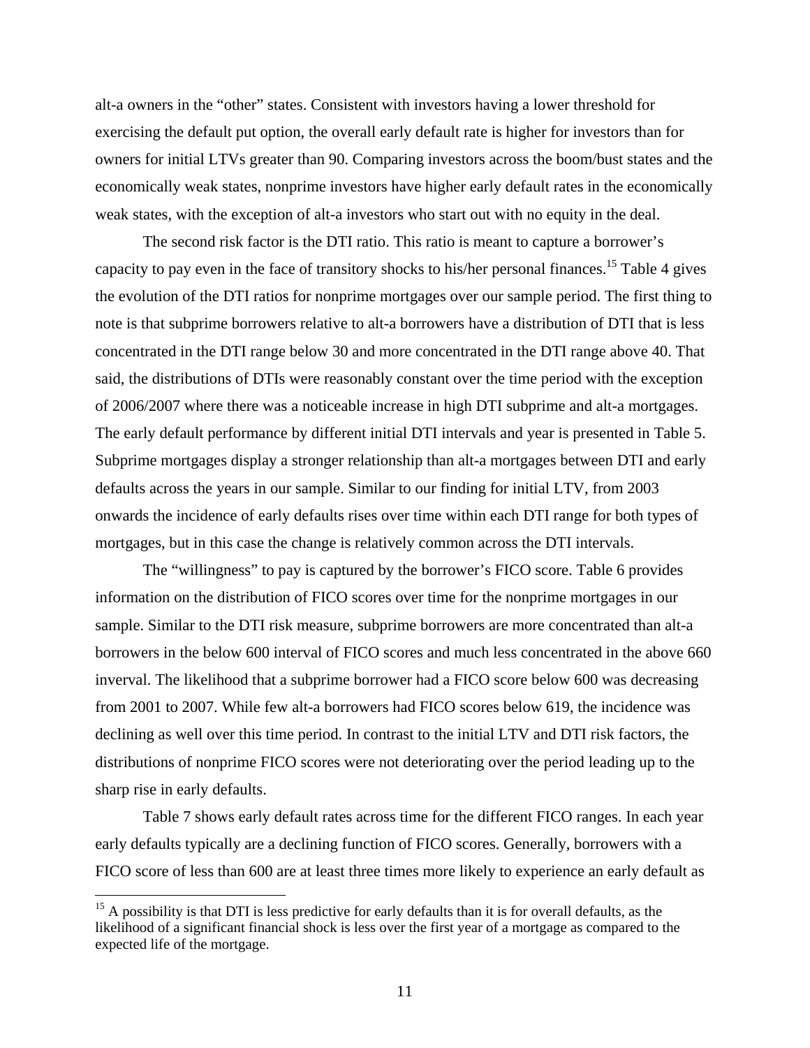alt-a owners in the "other" states. Consistent with investors having a lower threshold for exercising the default put option, the overall early default rate is higher for investors than for owners for initial LTVs greater than 90. Comparing investors across the boom/bust states and the economically weak states, nonprime investors have higher early default rates in the economically weak states, with the exception of alt-a investors who start out with no equity in the deal.

The second risk factor is the DTI ratio. This ratio is meant to capture a borrower's capacity to pay even in the face of transitory shocks to his/her personal finances.[15] Table 4 gives the evolution of the DTI ratios for nonprime mortgages over our sample period. The first thing to note is that subprime borrowers relative to alt-a borrowers have a distribution of DTI that is less concentrated in the DTI range below 30 and more concentrated in the DTI range above 40. That said, the distributions of DTIs were reasonably constant over the time period with the exception of 2006/2007 where there was a noticeable increase in high DTI subprime and alt-a mortgages. The early default performance by different initial DTI intervals and year is presented in Table 5. Subprime mortgages display a stronger relationship than alt-a mortgages between DTI and early defaults across the years in our sample. Similar to our finding for initial LTV, from 2003 onwards the incidence of early defaults rises over time within each DTI range for both types of mortgages, but in this case the change is relatively common across the DTI intervals.

The "willingness" to pay is captured by the borrower's FICO score. Table 6 provides information on the distribution of FICO scores over time for the nonprime mortgages in our sample. Similar to the DTI risk measure, subprime borrowers are more concentrated than alt-a borrowers in the below 600 interval of FICO scores and much less concentrated in the above 660 inverval. The likelihood that a subprime borrower had a FICO score below 600 was decreasing from 2001 to 2007. While few alt-a borrowers had FICO scores below 619, the incidence was declining as well over this time period. In contrast to the initial LTV and DTI risk factors, the distributions of nonprime FICO scores were not deteriorating over the period leading up to the sharp rise in early defaults.

Table 7 shows early default rates across time for the different FICO ranges. In each year early defaults typically are a declining function of FICO scores. Generally, borrowers with a FICO score of less than 600 are at least three times more likely to experience an early default as

[15] A possibility is that DTI is less predictive for early defaults than it is for overall defaults, as the likelihood of a significant financial shock is less over the first year of a mortgage as compared to the expected life of the mortgage.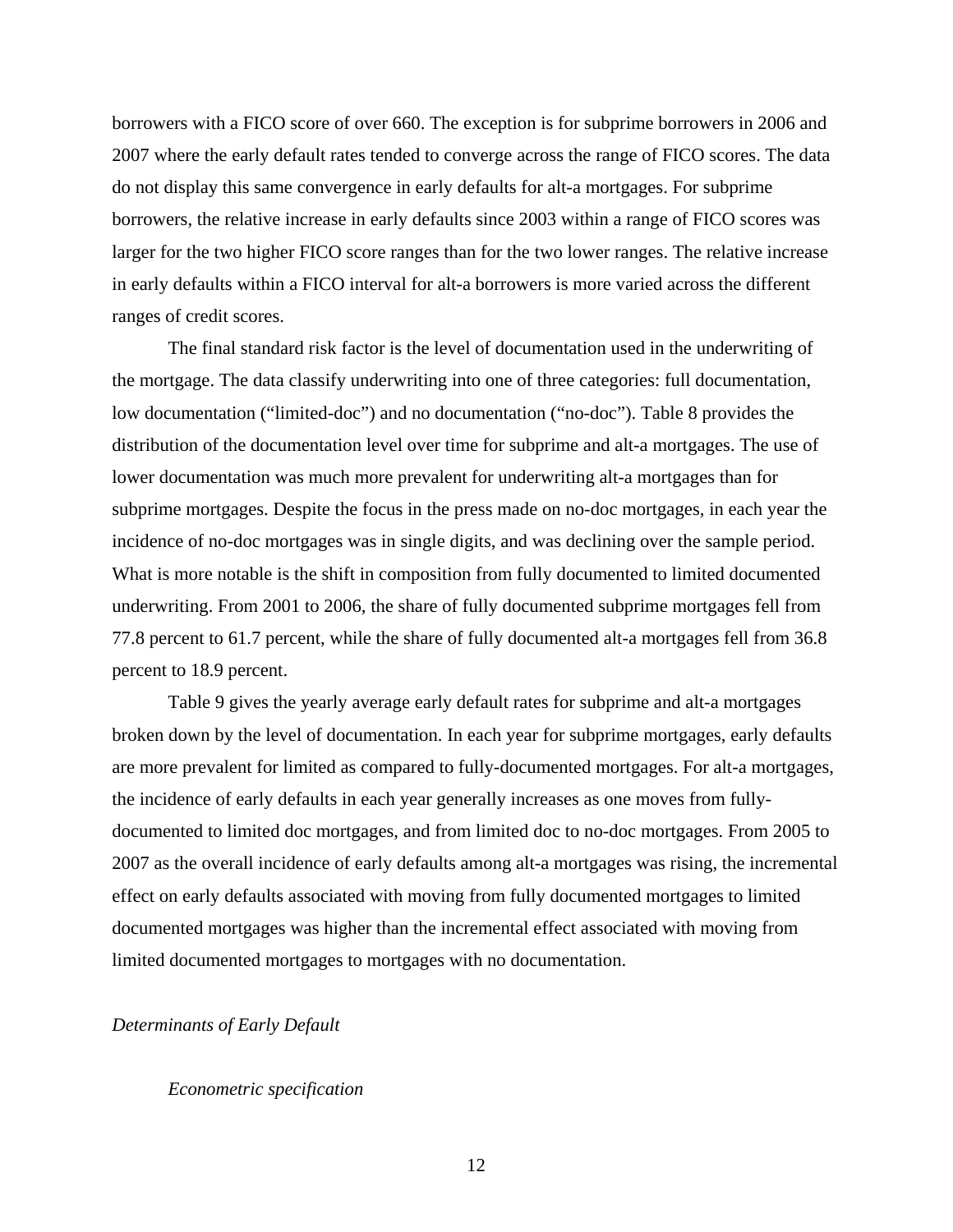borrowers with a FICO score of over 660. The exception is for subprime borrowers in 2006 and 2007 where the early default rates tended to converge across the range of FICO scores. The data do not display this same convergence in early defaults for alt-a mortgages. For subprime borrowers, the relative increase in early defaults since 2003 within a range of FICO scores was larger for the two higher FICO score ranges than for the two lower ranges. The relative increase in early defaults within a FICO interval for alt-a borrowers is more varied across the different ranges of credit scores.

The final standard risk factor is the level of documentation used in the underwriting of the mortgage. The data classify underwriting into one of three categories: full documentation, low documentation ("limited-doc") and no documentation ("no-doc"). Table 8 provides the distribution of the documentation level over time for subprime and alt-a mortgages. The use of lower documentation was much more prevalent for underwriting alt-a mortgages than for subprime mortgages. Despite the focus in the press made on no-doc mortgages, in each year the incidence of no-doc mortgages was in single digits, and was declining over the sample period. What is more notable is the shift in composition from fully documented to limited documented underwriting. From 2001 to 2006, the share of fully documented subprime mortgages fell from 77.8 percent to 61.7 percent, while the share of fully documented alt-a mortgages fell from 36.8 percent to 18.9 percent.

Table 9 gives the yearly average early default rates for subprime and alt-a mortgages broken down by the level of documentation. In each year for subprime mortgages, early defaults are more prevalent for limited as compared to fully-documented mortgages. For alt-a mortgages, the incidence of early defaults in each year generally increases as one moves from fully-documented to limited doc mortgages, and from limited doc to no-doc mortgages. From 2005 to 2007 as the overall incidence of early defaults among alt-a mortgages was rising, the incremental effect on early defaults associated with moving from fully documented mortgages to limited documented mortgages was higher than the incremental effect associated with moving from limited documented mortgages to mortgages with no documentation.

*Determinants of Early Default*

*Econometric specification*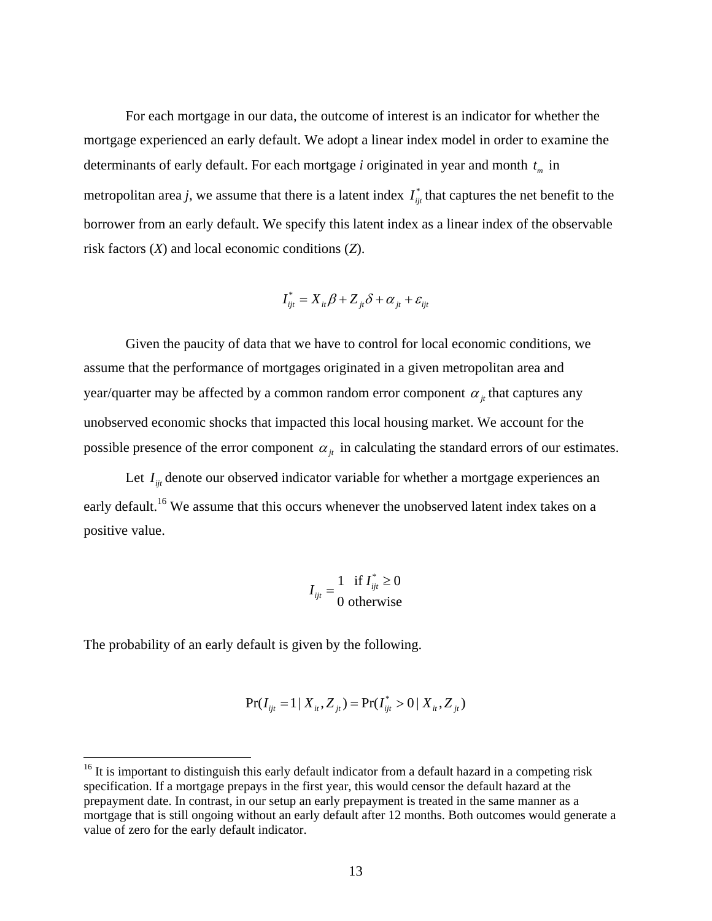For each mortgage in our data, the outcome of interest is an indicator for whether the mortgage experienced an early default. We adopt a linear index model in order to examine the determinants of early default. For each mortgage *i* originated in year and month $t_m$ in metropolitan area *j*, we assume that there is a latent index $I^*_{ijt}$ that captures the net benefit to the borrower from an early default. We specify this latent index as a linear index of the observable risk factors (*X*) and local economic conditions (*Z*).

$$I^*_{ijt} = X_{it}\beta + Z_{jt}\delta + \alpha_{jt} + \varepsilon_{ijt}$$

Given the paucity of data that we have to control for local economic conditions, we assume that the performance of mortgages originated in a given metropolitan area and year/quarter may be affected by a common random error component $\alpha_{jt}$ that captures any unobserved economic shocks that impacted this local housing market. We account for the possible presence of the error component $\alpha_{jt}$ in calculating the standard errors of our estimates.

Let $I_{ijt}$ denote our observed indicator variable for whether a mortgage experiences an early default.[16] We assume that this occurs whenever the unobserved latent index takes on a positive value.

$$I_{ijt} = \begin{matrix} 1 \ \text{ if } I^*_{ijt} \geq 0 \\ 0 \text{ otherwise} \end{matrix}$$

The probability of an early default is given by the following.

$$\Pr(I_{ijt} = 1 \mid X_{it}, Z_{jt}) = \Pr(I^*_{ijt} > 0 \mid X_{it}, Z_{jt})$$

[16] It is important to distinguish this early default indicator from a default hazard in a competing risk specification. If a mortgage prepays in the first year, this would censor the default hazard at the prepayment date. In contrast, in our setup an early prepayment is treated in the same manner as a mortgage that is still ongoing without an early default after 12 months. Both outcomes would generate a value of zero for the early default indicator.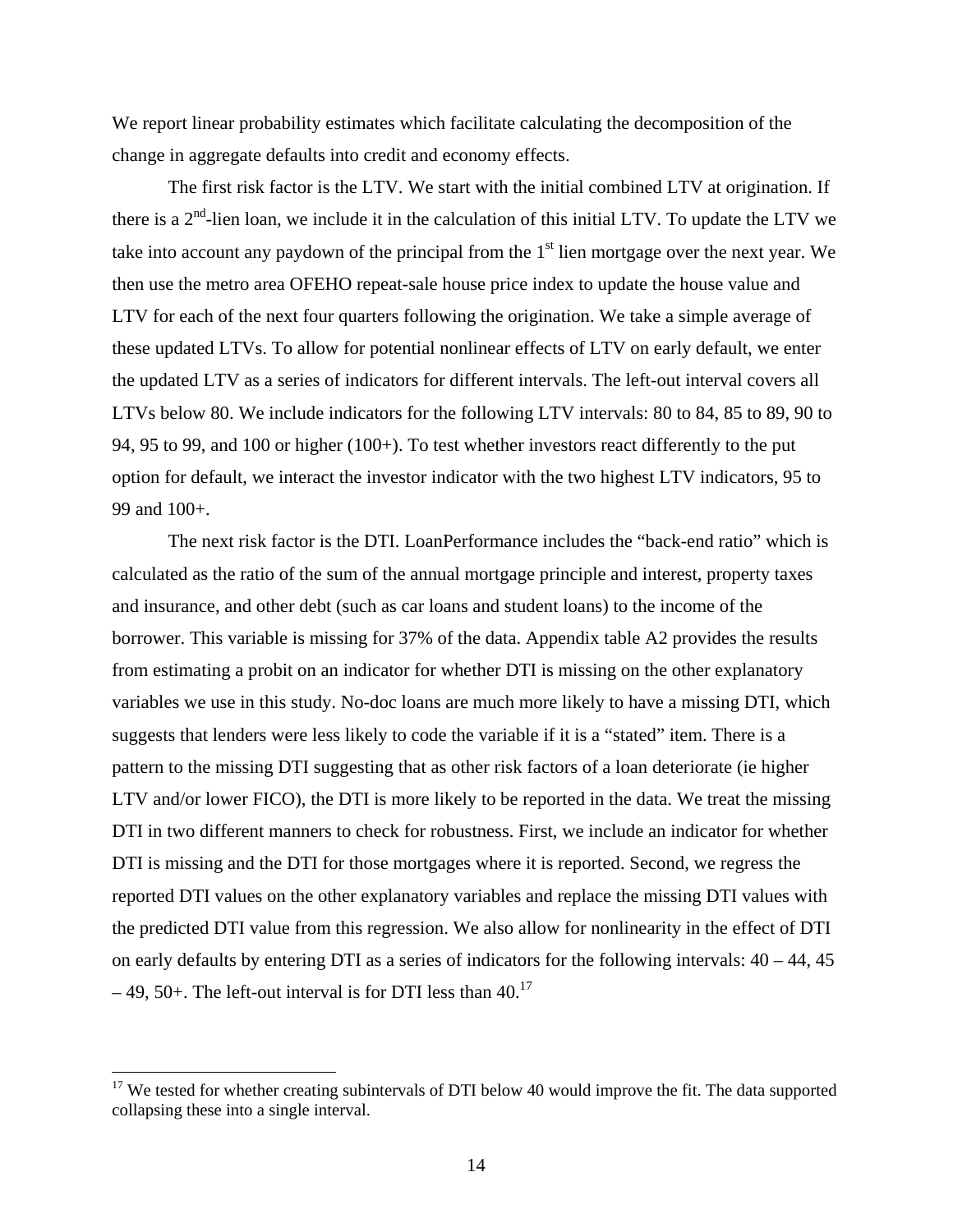We report linear probability estimates which facilitate calculating the decomposition of the change in aggregate defaults into credit and economy effects.

The first risk factor is the LTV. We start with the initial combined LTV at origination. If there is a 2nd-lien loan, we include it in the calculation of this initial LTV. To update the LTV we take into account any paydown of the principal from the 1st lien mortgage over the next year. We then use the metro area OFEHO repeat-sale house price index to update the house value and LTV for each of the next four quarters following the origination. We take a simple average of these updated LTVs. To allow for potential nonlinear effects of LTV on early default, we enter the updated LTV as a series of indicators for different intervals. The left-out interval covers all LTVs below 80. We include indicators for the following LTV intervals: 80 to 84, 85 to 89, 90 to 94, 95 to 99, and 100 or higher (100+). To test whether investors react differently to the put option for default, we interact the investor indicator with the two highest LTV indicators, 95 to 99 and 100+.

The next risk factor is the DTI. LoanPerformance includes the "back-end ratio" which is calculated as the ratio of the sum of the annual mortgage principle and interest, property taxes and insurance, and other debt (such as car loans and student loans) to the income of the borrower. This variable is missing for 37% of the data. Appendix table A2 provides the results from estimating a probit on an indicator for whether DTI is missing on the other explanatory variables we use in this study. No-doc loans are much more likely to have a missing DTI, which suggests that lenders were less likely to code the variable if it is a "stated" item. There is a pattern to the missing DTI suggesting that as other risk factors of a loan deteriorate (ie higher LTV and/or lower FICO), the DTI is more likely to be reported in the data. We treat the missing DTI in two different manners to check for robustness. First, we include an indicator for whether DTI is missing and the DTI for those mortgages where it is reported. Second, we regress the reported DTI values on the other explanatory variables and replace the missing DTI values with the predicted DTI value from this regression. We also allow for nonlinearity in the effect of DTI on early defaults by entering DTI as a series of indicators for the following intervals: 40 – 44, 45 – 49, 50+. The left-out interval is for DTI less than 40.[17]

[17] We tested for whether creating subintervals of DTI below 40 would improve the fit. The data supported collapsing these into a single interval.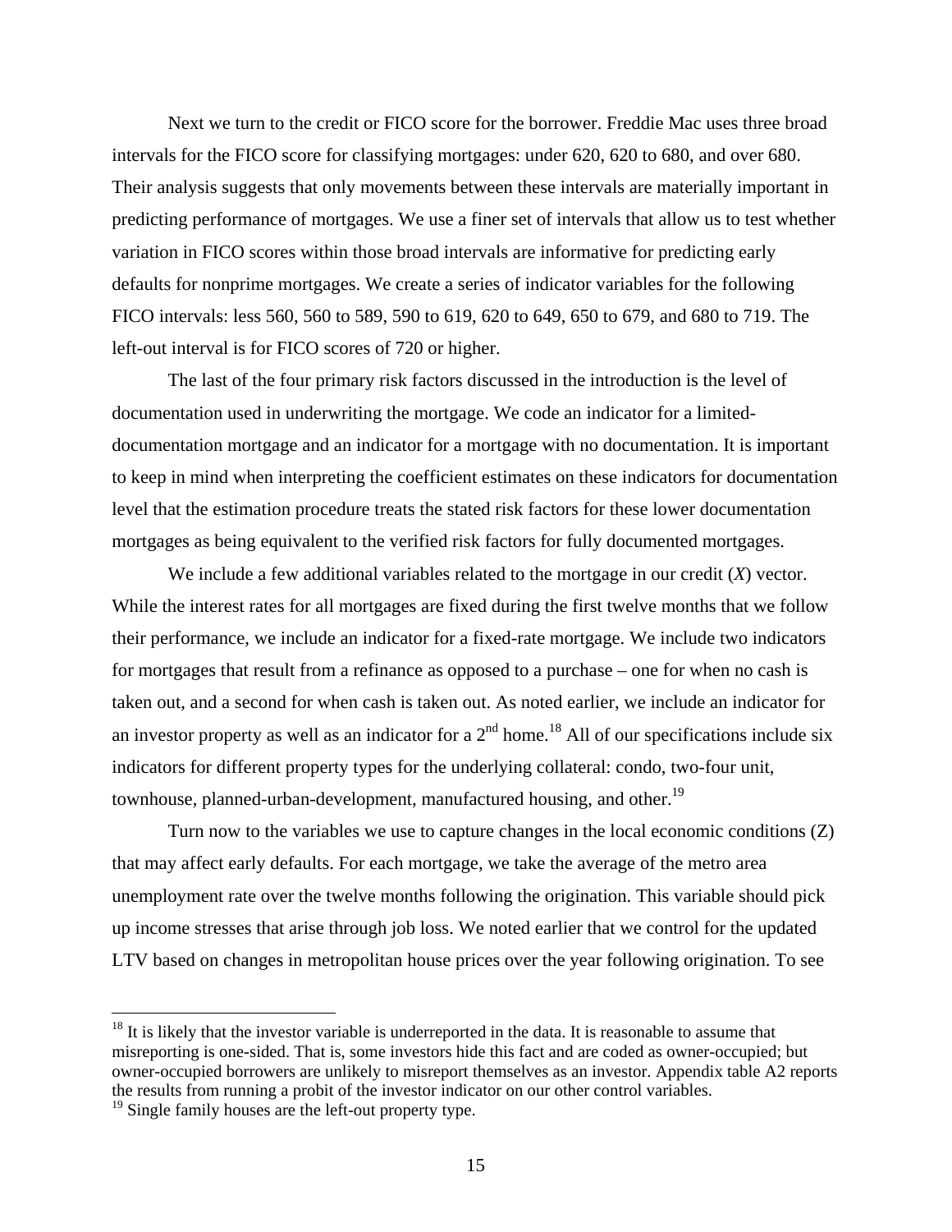Next we turn to the credit or FICO score for the borrower. Freddie Mac uses three broad intervals for the FICO score for classifying mortgages: under 620, 620 to 680, and over 680. Their analysis suggests that only movements between these intervals are materially important in predicting performance of mortgages. We use a finer set of intervals that allow us to test whether variation in FICO scores within those broad intervals are informative for predicting early defaults for nonprime mortgages. We create a series of indicator variables for the following FICO intervals: less 560, 560 to 589, 590 to 619, 620 to 649, 650 to 679, and 680 to 719. The left-out interval is for FICO scores of 720 or higher.

The last of the four primary risk factors discussed in the introduction is the level of documentation used in underwriting the mortgage. We code an indicator for a limited-documentation mortgage and an indicator for a mortgage with no documentation. It is important to keep in mind when interpreting the coefficient estimates on these indicators for documentation level that the estimation procedure treats the stated risk factors for these lower documentation mortgages as being equivalent to the verified risk factors for fully documented mortgages.

We include a few additional variables related to the mortgage in our credit (*X*) vector. While the interest rates for all mortgages are fixed during the first twelve months that we follow their performance, we include an indicator for a fixed-rate mortgage. We include two indicators for mortgages that result from a refinance as opposed to a purchase – one for when no cash is taken out, and a second for when cash is taken out. As noted earlier, we include an indicator for an investor property as well as an indicator for a 2nd home.[18] All of our specifications include six indicators for different property types for the underlying collateral: condo, two-four unit, townhouse, planned-urban-development, manufactured housing, and other.[19]

Turn now to the variables we use to capture changes in the local economic conditions (Z) that may affect early defaults. For each mortgage, we take the average of the metro area unemployment rate over the twelve months following the origination. This variable should pick up income stresses that arise through job loss. We noted earlier that we control for the updated LTV based on changes in metropolitan house prices over the year following origination. To see

[18] It is likely that the investor variable is underreported in the data. It is reasonable to assume that misreporting is one-sided. That is, some investors hide this fact and are coded as owner-occupied; but owner-occupied borrowers are unlikely to misreport themselves as an investor. Appendix table A2 reports the results from running a probit of the investor indicator on our other control variables.

[19] Single family houses are the left-out property type.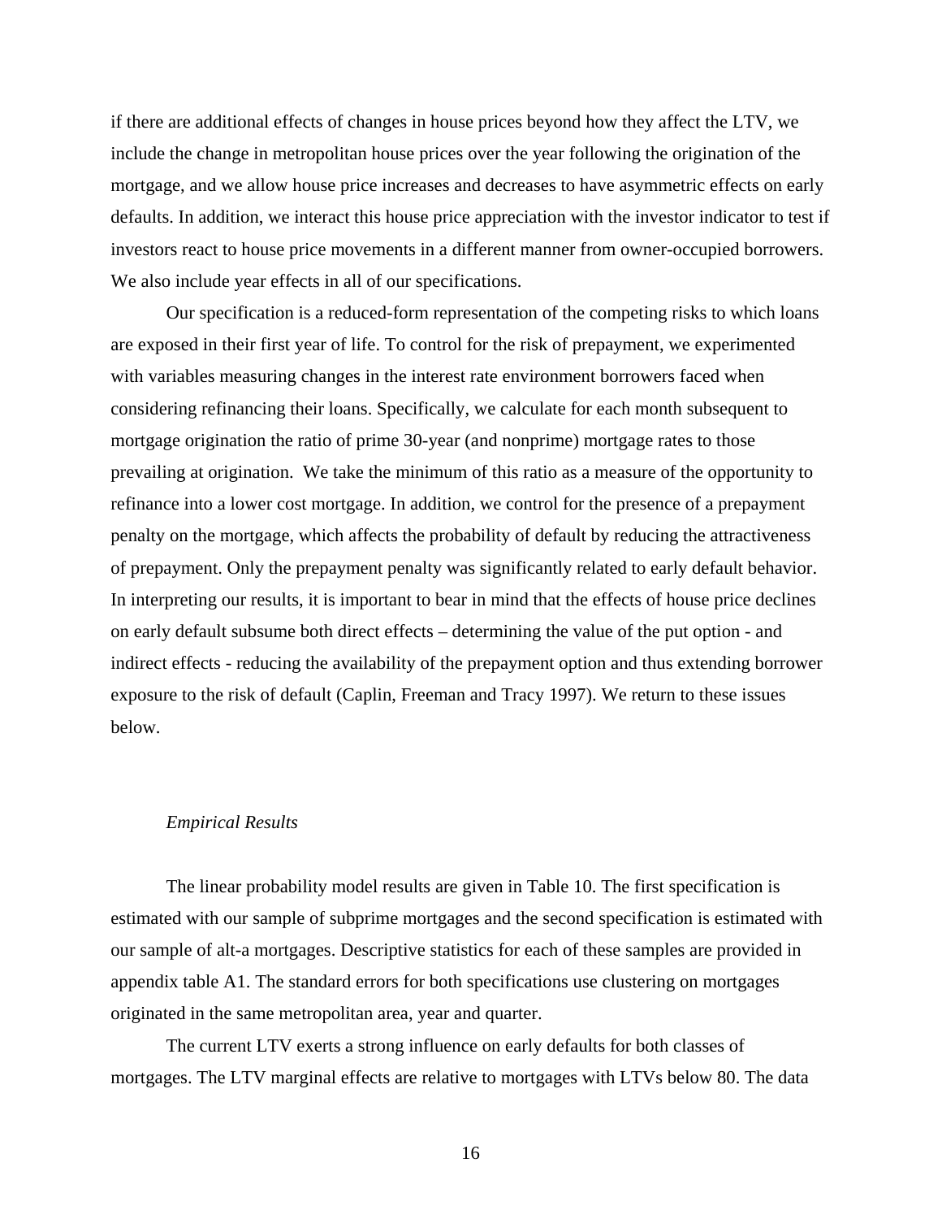if there are additional effects of changes in house prices beyond how they affect the LTV, we include the change in metropolitan house prices over the year following the origination of the mortgage, and we allow house price increases and decreases to have asymmetric effects on early defaults. In addition, we interact this house price appreciation with the investor indicator to test if investors react to house price movements in a different manner from owner-occupied borrowers. We also include year effects in all of our specifications.

Our specification is a reduced-form representation of the competing risks to which loans are exposed in their first year of life. To control for the risk of prepayment, we experimented with variables measuring changes in the interest rate environment borrowers faced when considering refinancing their loans. Specifically, we calculate for each month subsequent to mortgage origination the ratio of prime 30-year (and nonprime) mortgage rates to those prevailing at origination. We take the minimum of this ratio as a measure of the opportunity to refinance into a lower cost mortgage. In addition, we control for the presence of a prepayment penalty on the mortgage, which affects the probability of default by reducing the attractiveness of prepayment. Only the prepayment penalty was significantly related to early default behavior. In interpreting our results, it is important to bear in mind that the effects of house price declines on early default subsume both direct effects – determining the value of the put option - and indirect effects - reducing the availability of the prepayment option and thus extending borrower exposure to the risk of default (Caplin, Freeman and Tracy 1997). We return to these issues below.

*Empirical Results*

The linear probability model results are given in Table 10. The first specification is estimated with our sample of subprime mortgages and the second specification is estimated with our sample of alt-a mortgages. Descriptive statistics for each of these samples are provided in appendix table A1. The standard errors for both specifications use clustering on mortgages originated in the same metropolitan area, year and quarter.

The current LTV exerts a strong influence on early defaults for both classes of mortgages. The LTV marginal effects are relative to mortgages with LTVs below 80. The data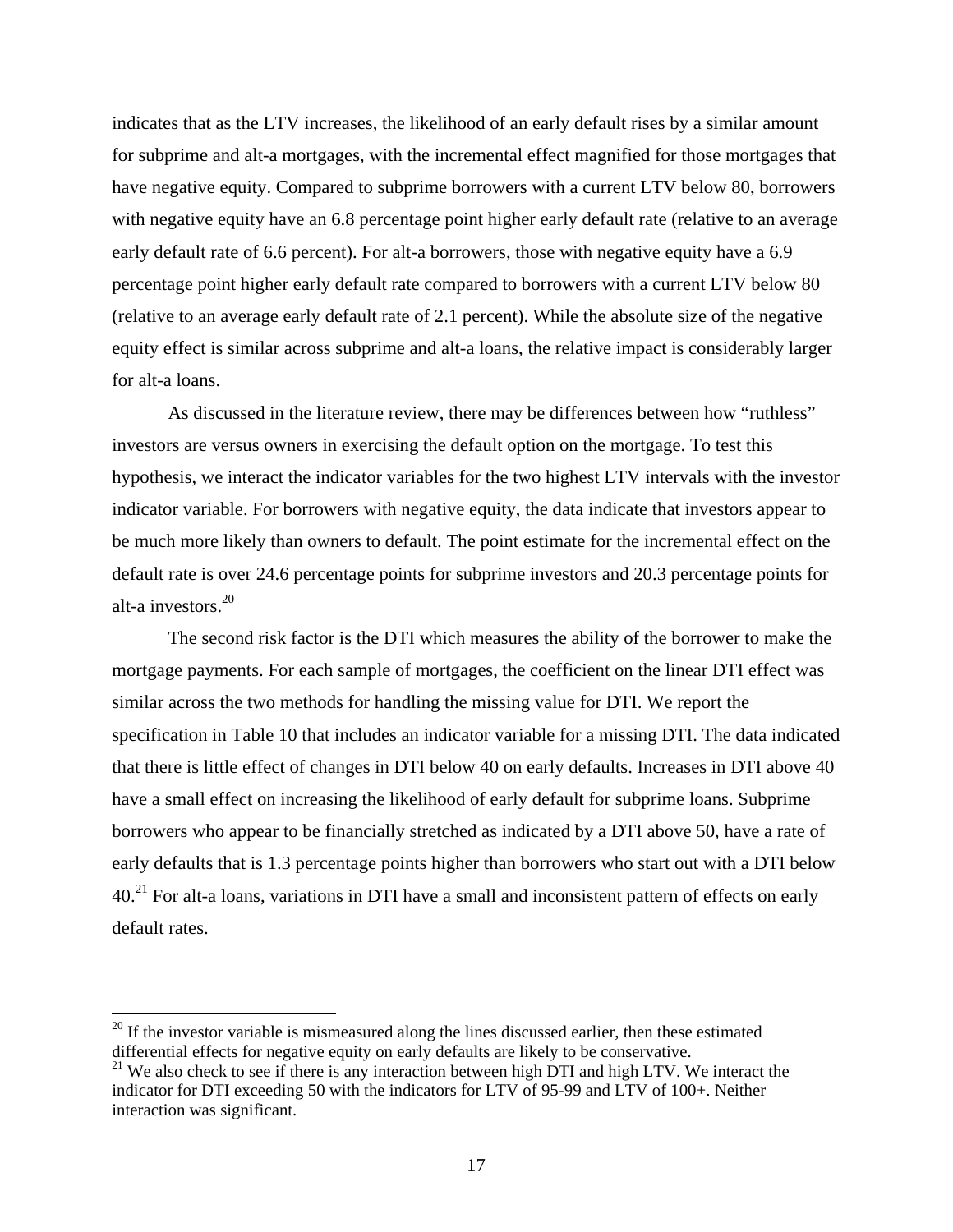indicates that as the LTV increases, the likelihood of an early default rises by a similar amount for subprime and alt-a mortgages, with the incremental effect magnified for those mortgages that have negative equity. Compared to subprime borrowers with a current LTV below 80, borrowers with negative equity have an 6.8 percentage point higher early default rate (relative to an average early default rate of 6.6 percent). For alt-a borrowers, those with negative equity have a 6.9 percentage point higher early default rate compared to borrowers with a current LTV below 80 (relative to an average early default rate of 2.1 percent). While the absolute size of the negative equity effect is similar across subprime and alt-a loans, the relative impact is considerably larger for alt-a loans.

As discussed in the literature review, there may be differences between how "ruthless" investors are versus owners in exercising the default option on the mortgage. To test this hypothesis, we interact the indicator variables for the two highest LTV intervals with the investor indicator variable. For borrowers with negative equity, the data indicate that investors appear to be much more likely than owners to default. The point estimate for the incremental effect on the default rate is over 24.6 percentage points for subprime investors and 20.3 percentage points for alt-a investors.[20]

The second risk factor is the DTI which measures the ability of the borrower to make the mortgage payments. For each sample of mortgages, the coefficient on the linear DTI effect was similar across the two methods for handling the missing value for DTI. We report the specification in Table 10 that includes an indicator variable for a missing DTI. The data indicated that there is little effect of changes in DTI below 40 on early defaults. Increases in DTI above 40 have a small effect on increasing the likelihood of early default for subprime loans. Subprime borrowers who appear to be financially stretched as indicated by a DTI above 50, have a rate of early defaults that is 1.3 percentage points higher than borrowers who start out with a DTI below 40.[21] For alt-a loans, variations in DTI have a small and inconsistent pattern of effects on early default rates.

---

[20] If the investor variable is mismeasured along the lines discussed earlier, then these estimated differential effects for negative equity on early defaults are likely to be conservative.

[21] We also check to see if there is any interaction between high DTI and high LTV. We interact the indicator for DTI exceeding 50 with the indicators for LTV of 95-99 and LTV of 100+. Neither interaction was significant.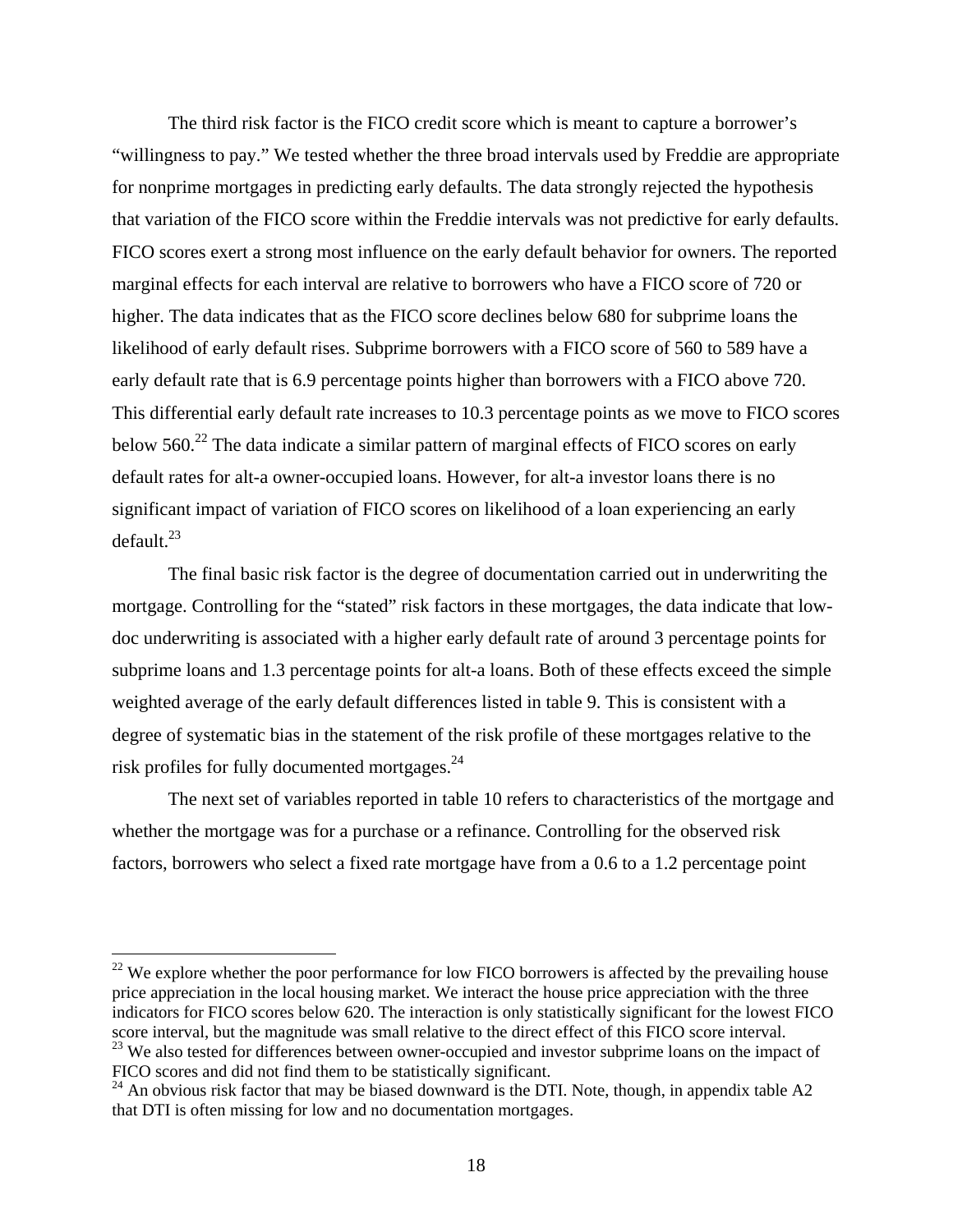The third risk factor is the FICO credit score which is meant to capture a borrower's "willingness to pay." We tested whether the three broad intervals used by Freddie are appropriate for nonprime mortgages in predicting early defaults. The data strongly rejected the hypothesis that variation of the FICO score within the Freddie intervals was not predictive for early defaults. FICO scores exert a strong most influence on the early default behavior for owners. The reported marginal effects for each interval are relative to borrowers who have a FICO score of 720 or higher. The data indicates that as the FICO score declines below 680 for subprime loans the likelihood of early default rises. Subprime borrowers with a FICO score of 560 to 589 have a early default rate that is 6.9 percentage points higher than borrowers with a FICO above 720. This differential early default rate increases to 10.3 percentage points as we move to FICO scores below 560.[22] The data indicate a similar pattern of marginal effects of FICO scores on early default rates for alt-a owner-occupied loans. However, for alt-a investor loans there is no significant impact of variation of FICO scores on likelihood of a loan experiencing an early default.[23]

The final basic risk factor is the degree of documentation carried out in underwriting the mortgage. Controlling for the "stated" risk factors in these mortgages, the data indicate that low-doc underwriting is associated with a higher early default rate of around 3 percentage points for subprime loans and 1.3 percentage points for alt-a loans. Both of these effects exceed the simple weighted average of the early default differences listed in table 9. This is consistent with a degree of systematic bias in the statement of the risk profile of these mortgages relative to the risk profiles for fully documented mortgages.[24]

The next set of variables reported in table 10 refers to characteristics of the mortgage and whether the mortgage was for a purchase or a refinance. Controlling for the observed risk factors, borrowers who select a fixed rate mortgage have from a 0.6 to a 1.2 percentage point

---

[22] We explore whether the poor performance for low FICO borrowers is affected by the prevailing house price appreciation in the local housing market. We interact the house price appreciation with the three indicators for FICO scores below 620. The interaction is only statistically significant for the lowest FICO score interval, but the magnitude was small relative to the direct effect of this FICO score interval.

[23] We also tested for differences between owner-occupied and investor subprime loans on the impact of FICO scores and did not find them to be statistically significant.

[24] An obvious risk factor that may be biased downward is the DTI. Note, though, in appendix table A2 that DTI is often missing for low and no documentation mortgages.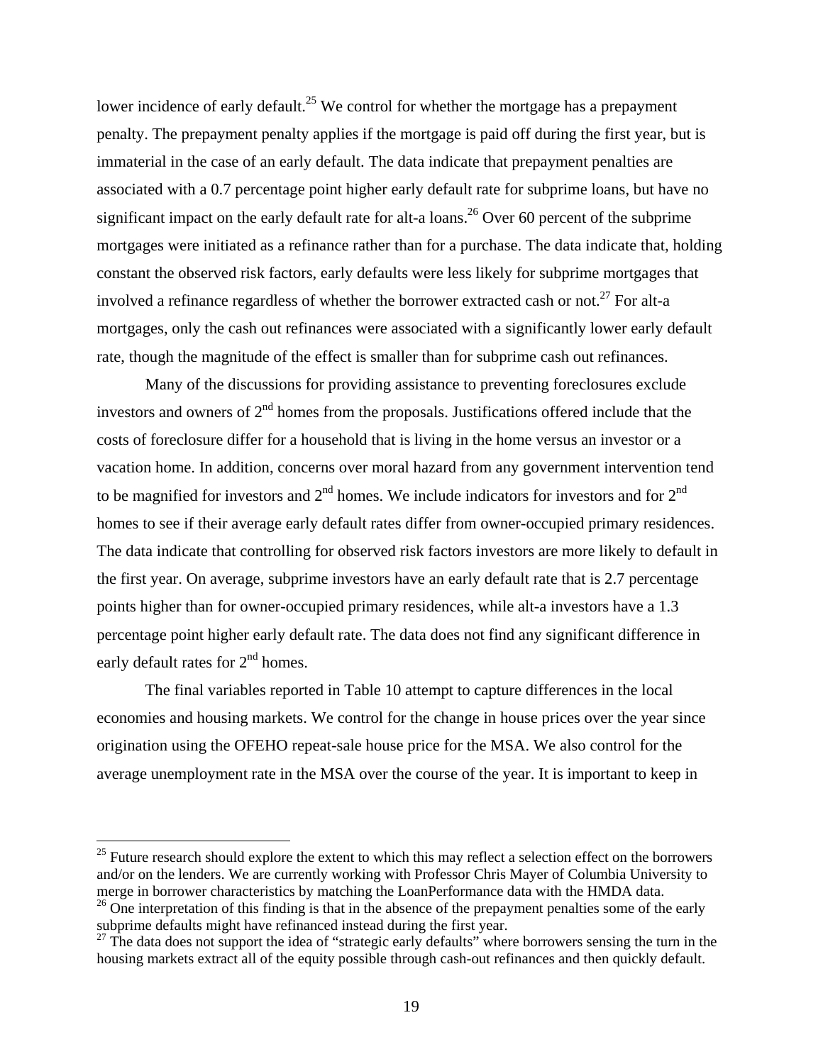lower incidence of early default.[25] We control for whether the mortgage has a prepayment penalty. The prepayment penalty applies if the mortgage is paid off during the first year, but is immaterial in the case of an early default. The data indicate that prepayment penalties are associated with a 0.7 percentage point higher early default rate for subprime loans, but have no significant impact on the early default rate for alt-a loans.[26] Over 60 percent of the subprime mortgages were initiated as a refinance rather than for a purchase. The data indicate that, holding constant the observed risk factors, early defaults were less likely for subprime mortgages that involved a refinance regardless of whether the borrower extracted cash or not.[27] For alt-a mortgages, only the cash out refinances were associated with a significantly lower early default rate, though the magnitude of the effect is smaller than for subprime cash out refinances.

Many of the discussions for providing assistance to preventing foreclosures exclude investors and owners of 2nd homes from the proposals. Justifications offered include that the costs of foreclosure differ for a household that is living in the home versus an investor or a vacation home. In addition, concerns over moral hazard from any government intervention tend to be magnified for investors and 2nd homes. We include indicators for investors and for 2nd homes to see if their average early default rates differ from owner-occupied primary residences. The data indicate that controlling for observed risk factors investors are more likely to default in the first year. On average, subprime investors have an early default rate that is 2.7 percentage points higher than for owner-occupied primary residences, while alt-a investors have a 1.3 percentage point higher early default rate. The data does not find any significant difference in early default rates for 2nd homes.

The final variables reported in Table 10 attempt to capture differences in the local economies and housing markets. We control for the change in house prices over the year since origination using the OFEHO repeat-sale house price for the MSA. We also control for the average unemployment rate in the MSA over the course of the year. It is important to keep in

---

[25] Future research should explore the extent to which this may reflect a selection effect on the borrowers and/or on the lenders. We are currently working with Professor Chris Mayer of Columbia University to merge in borrower characteristics by matching the LoanPerformance data with the HMDA data.

[26] One interpretation of this finding is that in the absence of the prepayment penalties some of the early subprime defaults might have refinanced instead during the first year.

[27] The data does not support the idea of "strategic early defaults" where borrowers sensing the turn in the housing markets extract all of the equity possible through cash-out refinances and then quickly default.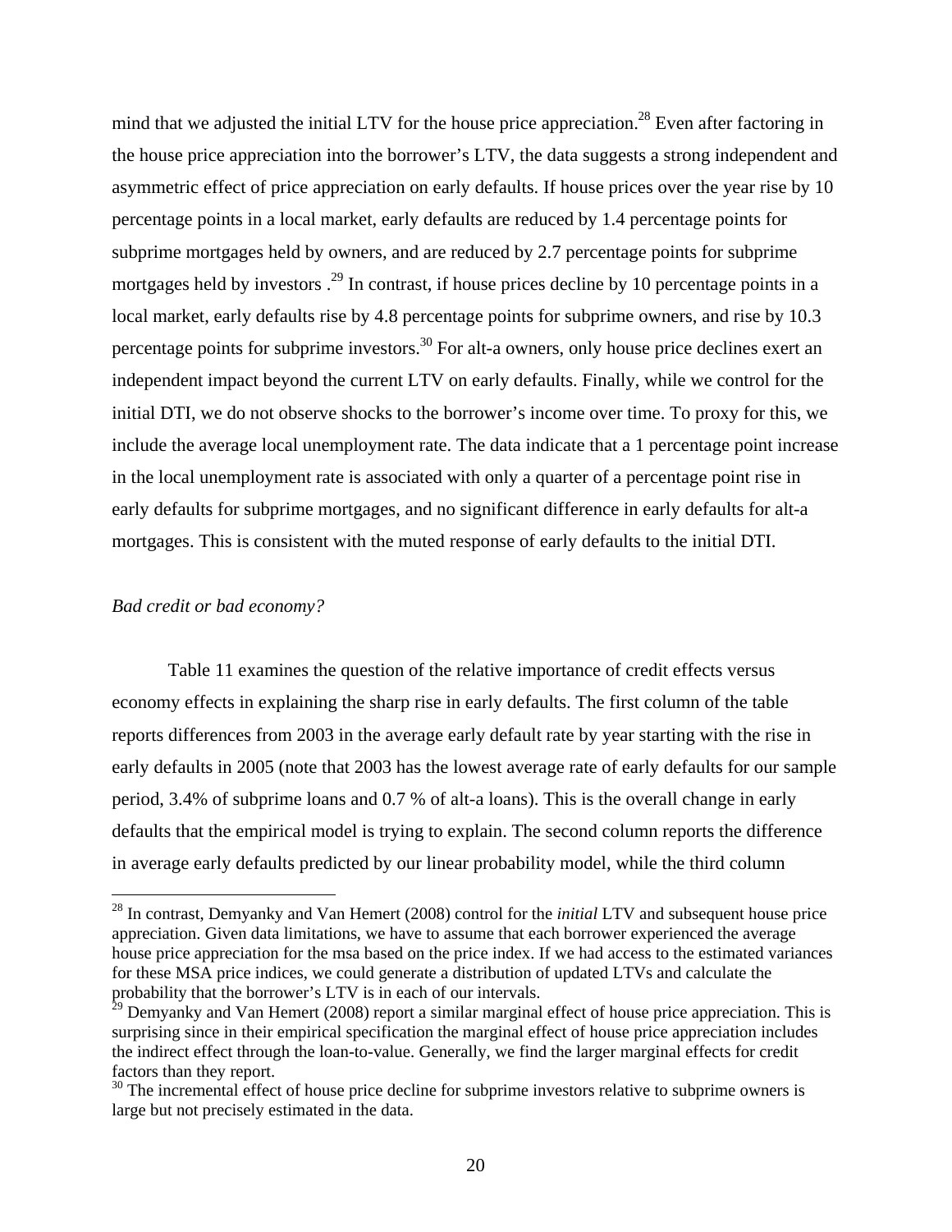mind that we adjusted the initial LTV for the house price appreciation.[28] Even after factoring in the house price appreciation into the borrower's LTV, the data suggests a strong independent and asymmetric effect of price appreciation on early defaults. If house prices over the year rise by 10 percentage points in a local market, early defaults are reduced by 1.4 percentage points for subprime mortgages held by owners, and are reduced by 2.7 percentage points for subprime mortgages held by investors .[29] In contrast, if house prices decline by 10 percentage points in a local market, early defaults rise by 4.8 percentage points for subprime owners, and rise by 10.3 percentage points for subprime investors.[30] For alt-a owners, only house price declines exert an independent impact beyond the current LTV on early defaults. Finally, while we control for the initial DTI, we do not observe shocks to the borrower's income over time. To proxy for this, we include the average local unemployment rate. The data indicate that a 1 percentage point increase in the local unemployment rate is associated with only a quarter of a percentage point rise in early defaults for subprime mortgages, and no significant difference in early defaults for alt-a mortgages. This is consistent with the muted response of early defaults to the initial DTI.

*Bad credit or bad economy?*

Table 11 examines the question of the relative importance of credit effects versus economy effects in explaining the sharp rise in early defaults. The first column of the table reports differences from 2003 in the average early default rate by year starting with the rise in early defaults in 2005 (note that 2003 has the lowest average rate of early defaults for our sample period, 3.4% of subprime loans and 0.7 % of alt-a loans). This is the overall change in early defaults that the empirical model is trying to explain. The second column reports the difference in average early defaults predicted by our linear probability model, while the third column

[28] In contrast, Demyanky and Van Hemert (2008) control for the *initial* LTV and subsequent house price appreciation. Given data limitations, we have to assume that each borrower experienced the average house price appreciation for the msa based on the price index. If we had access to the estimated variances for these MSA price indices, we could generate a distribution of updated LTVs and calculate the probability that the borrower's LTV is in each of our intervals.

[29] Demyanky and Van Hemert (2008) report a similar marginal effect of house price appreciation. This is surprising since in their empirical specification the marginal effect of house price appreciation includes the indirect effect through the loan-to-value. Generally, we find the larger marginal effects for credit factors than they report.

[30] The incremental effect of house price decline for subprime investors relative to subprime owners is large but not precisely estimated in the data.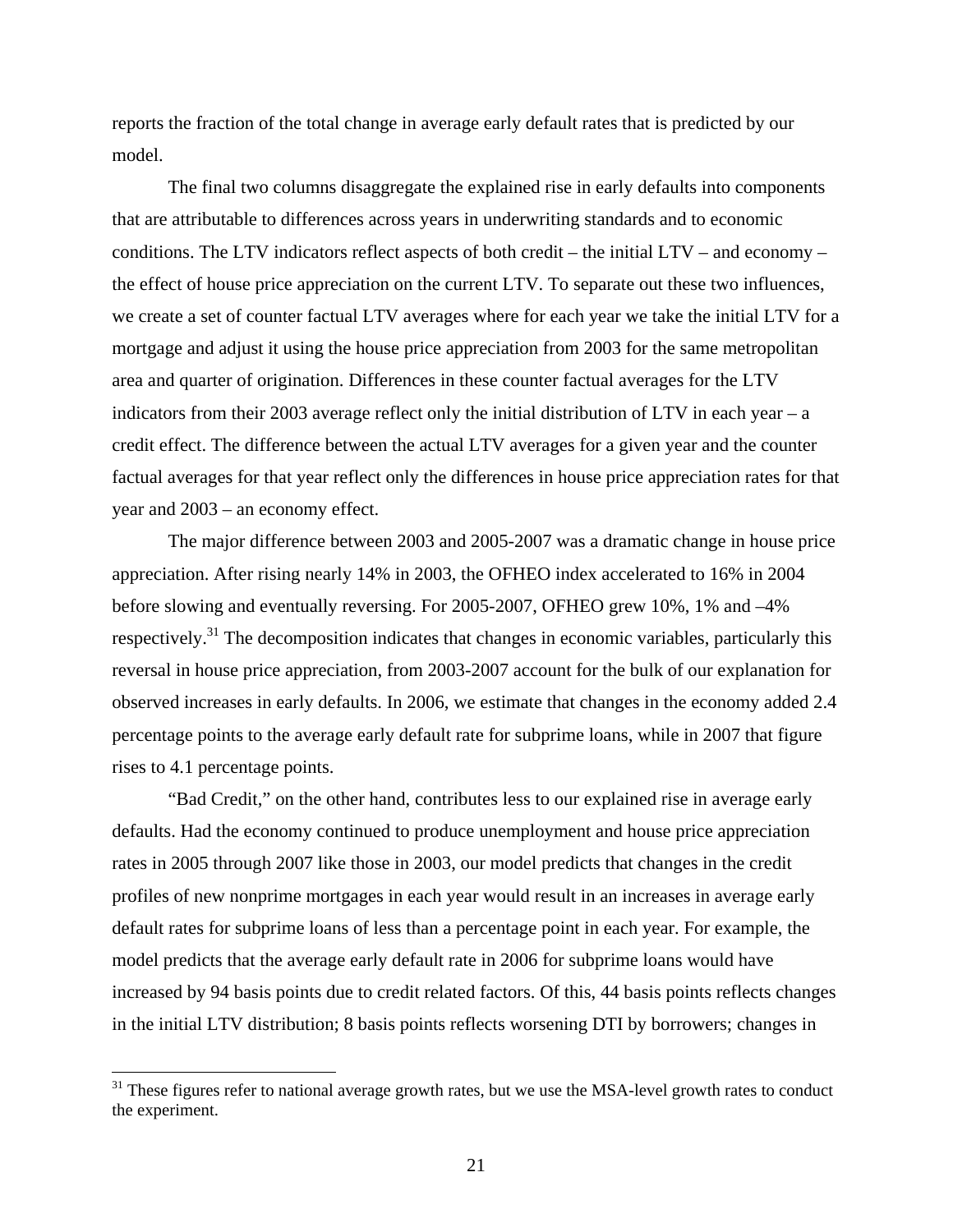reports the fraction of the total change in average early default rates that is predicted by our model.

The final two columns disaggregate the explained rise in early defaults into components that are attributable to differences across years in underwriting standards and to economic conditions. The LTV indicators reflect aspects of both credit – the initial LTV – and economy – the effect of house price appreciation on the current LTV. To separate out these two influences, we create a set of counter factual LTV averages where for each year we take the initial LTV for a mortgage and adjust it using the house price appreciation from 2003 for the same metropolitan area and quarter of origination. Differences in these counter factual averages for the LTV indicators from their 2003 average reflect only the initial distribution of LTV in each year – a credit effect. The difference between the actual LTV averages for a given year and the counter factual averages for that year reflect only the differences in house price appreciation rates for that year and 2003 – an economy effect.

The major difference between 2003 and 2005-2007 was a dramatic change in house price appreciation. After rising nearly 14% in 2003, the OFHEO index accelerated to 16% in 2004 before slowing and eventually reversing. For 2005-2007, OFHEO grew 10%, 1% and –4% respectively.[31] The decomposition indicates that changes in economic variables, particularly this reversal in house price appreciation, from 2003-2007 account for the bulk of our explanation for observed increases in early defaults. In 2006, we estimate that changes in the economy added 2.4 percentage points to the average early default rate for subprime loans, while in 2007 that figure rises to 4.1 percentage points.

"Bad Credit," on the other hand, contributes less to our explained rise in average early defaults. Had the economy continued to produce unemployment and house price appreciation rates in 2005 through 2007 like those in 2003, our model predicts that changes in the credit profiles of new nonprime mortgages in each year would result in an increases in average early default rates for subprime loans of less than a percentage point in each year. For example, the model predicts that the average early default rate in 2006 for subprime loans would have increased by 94 basis points due to credit related factors. Of this, 44 basis points reflects changes in the initial LTV distribution; 8 basis points reflects worsening DTI by borrowers; changes in

[31] These figures refer to national average growth rates, but we use the MSA-level growth rates to conduct the experiment.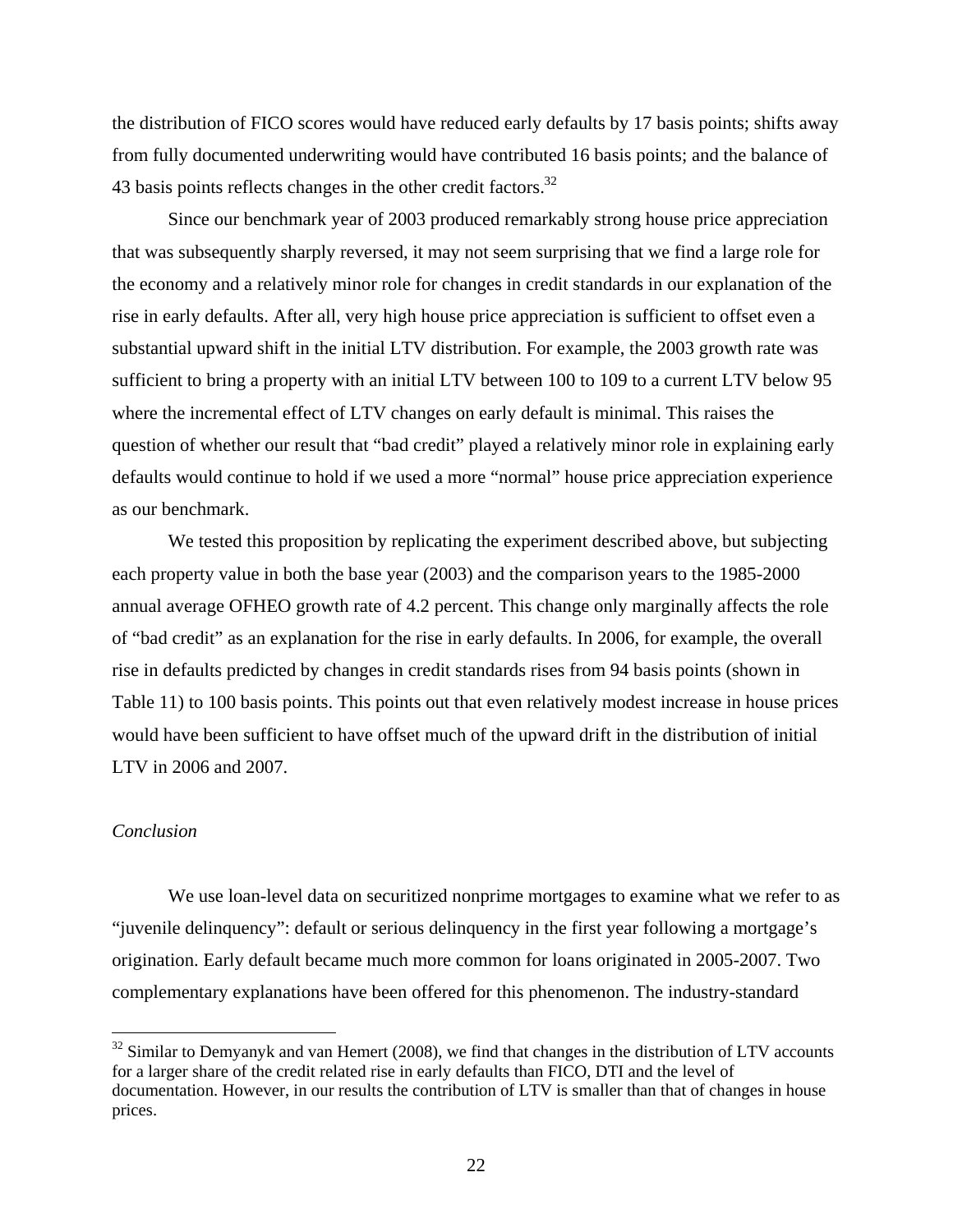the distribution of FICO scores would have reduced early defaults by 17 basis points; shifts away from fully documented underwriting would have contributed 16 basis points; and the balance of 43 basis points reflects changes in the other credit factors.[32]

Since our benchmark year of 2003 produced remarkably strong house price appreciation that was subsequently sharply reversed, it may not seem surprising that we find a large role for the economy and a relatively minor role for changes in credit standards in our explanation of the rise in early defaults. After all, very high house price appreciation is sufficient to offset even a substantial upward shift in the initial LTV distribution. For example, the 2003 growth rate was sufficient to bring a property with an initial LTV between 100 to 109 to a current LTV below 95 where the incremental effect of LTV changes on early default is minimal. This raises the question of whether our result that "bad credit" played a relatively minor role in explaining early defaults would continue to hold if we used a more "normal" house price appreciation experience as our benchmark.

We tested this proposition by replicating the experiment described above, but subjecting each property value in both the base year (2003) and the comparison years to the 1985-2000 annual average OFHEO growth rate of 4.2 percent. This change only marginally affects the role of "bad credit" as an explanation for the rise in early defaults. In 2006, for example, the overall rise in defaults predicted by changes in credit standards rises from 94 basis points (shown in Table 11) to 100 basis points. This points out that even relatively modest increase in house prices would have been sufficient to have offset much of the upward drift in the distribution of initial LTV in 2006 and 2007.

*Conclusion*

We use loan-level data on securitized nonprime mortgages to examine what we refer to as "juvenile delinquency": default or serious delinquency in the first year following a mortgage's origination. Early default became much more common for loans originated in 2005-2007. Two complementary explanations have been offered for this phenomenon. The industry-standard

[32] Similar to Demyanyk and van Hemert (2008), we find that changes in the distribution of LTV accounts for a larger share of the credit related rise in early defaults than FICO, DTI and the level of documentation. However, in our results the contribution of LTV is smaller than that of changes in house prices.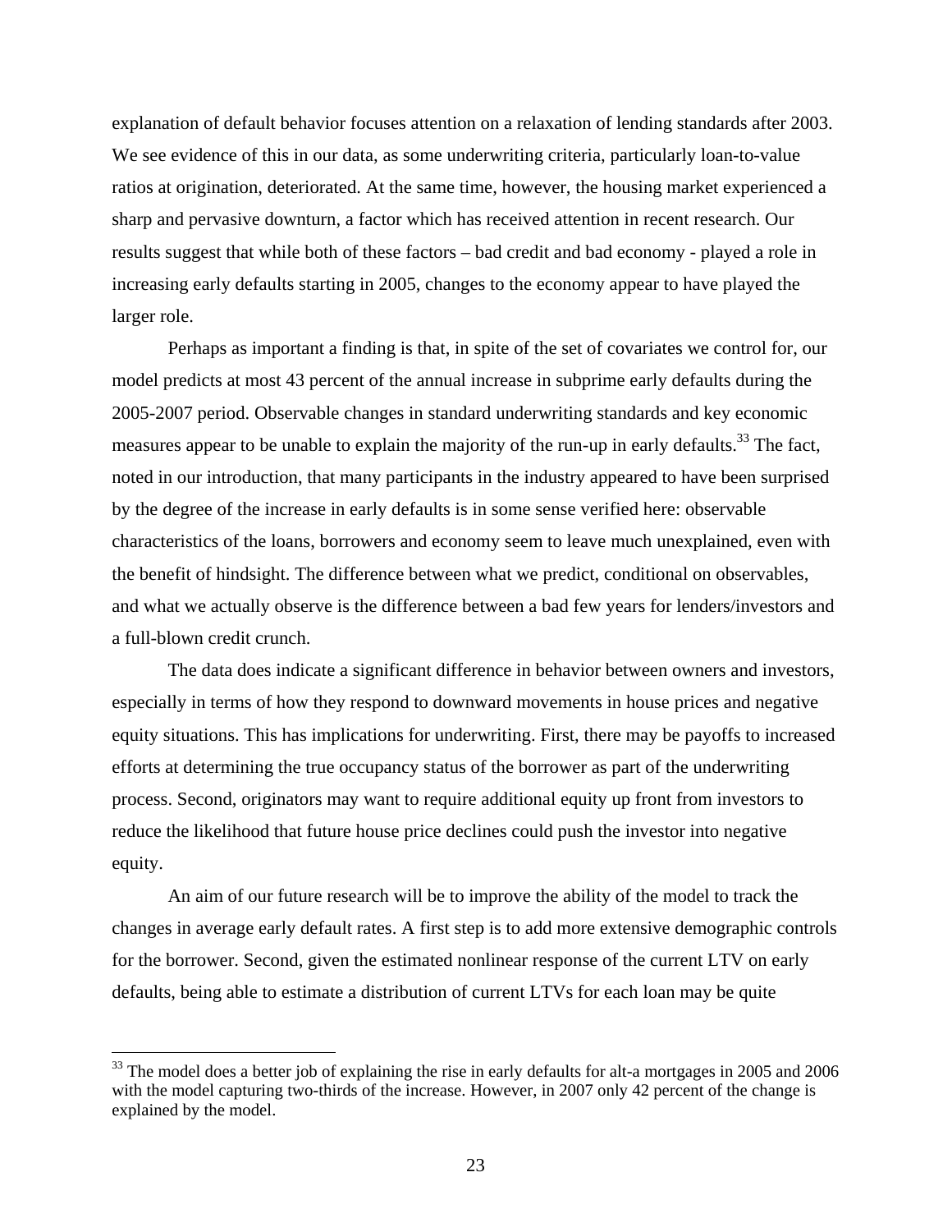explanation of default behavior focuses attention on a relaxation of lending standards after 2003. We see evidence of this in our data, as some underwriting criteria, particularly loan-to-value ratios at origination, deteriorated. At the same time, however, the housing market experienced a sharp and pervasive downturn, a factor which has received attention in recent research. Our results suggest that while both of these factors – bad credit and bad economy - played a role in increasing early defaults starting in 2005, changes to the economy appear to have played the larger role.

Perhaps as important a finding is that, in spite of the set of covariates we control for, our model predicts at most 43 percent of the annual increase in subprime early defaults during the 2005-2007 period. Observable changes in standard underwriting standards and key economic measures appear to be unable to explain the majority of the run-up in early defaults.[33] The fact, noted in our introduction, that many participants in the industry appeared to have been surprised by the degree of the increase in early defaults is in some sense verified here: observable characteristics of the loans, borrowers and economy seem to leave much unexplained, even with the benefit of hindsight. The difference between what we predict, conditional on observables, and what we actually observe is the difference between a bad few years for lenders/investors and a full-blown credit crunch.

The data does indicate a significant difference in behavior between owners and investors, especially in terms of how they respond to downward movements in house prices and negative equity situations. This has implications for underwriting. First, there may be payoffs to increased efforts at determining the true occupancy status of the borrower as part of the underwriting process. Second, originators may want to require additional equity up front from investors to reduce the likelihood that future house price declines could push the investor into negative equity.

An aim of our future research will be to improve the ability of the model to track the changes in average early default rates. A first step is to add more extensive demographic controls for the borrower. Second, given the estimated nonlinear response of the current LTV on early defaults, being able to estimate a distribution of current LTVs for each loan may be quite

[33] The model does a better job of explaining the rise in early defaults for alt-a mortgages in 2005 and 2006 with the model capturing two-thirds of the increase. However, in 2007 only 42 percent of the change is explained by the model.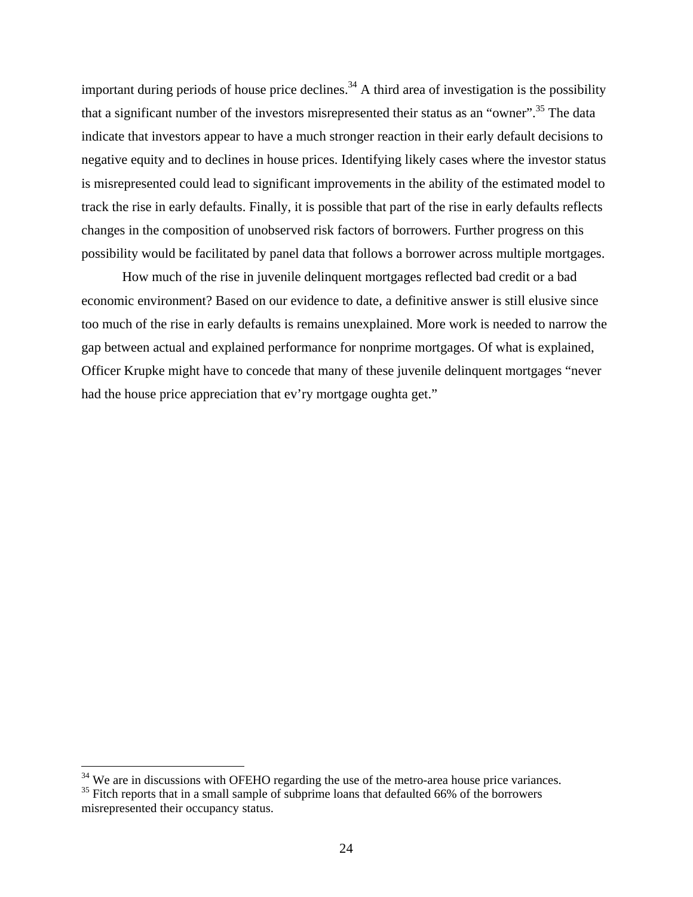important during periods of house price declines.[34] A third area of investigation is the possibility that a significant number of the investors misrepresented their status as an "owner".[35] The data indicate that investors appear to have a much stronger reaction in their early default decisions to negative equity and to declines in house prices. Identifying likely cases where the investor status is misrepresented could lead to significant improvements in the ability of the estimated model to track the rise in early defaults. Finally, it is possible that part of the rise in early defaults reflects changes in the composition of unobserved risk factors of borrowers. Further progress on this possibility would be facilitated by panel data that follows a borrower across multiple mortgages.

How much of the rise in juvenile delinquent mortgages reflected bad credit or a bad economic environment? Based on our evidence to date, a definitive answer is still elusive since too much of the rise in early defaults is remains unexplained. More work is needed to narrow the gap between actual and explained performance for nonprime mortgages. Of what is explained, Officer Krupke might have to concede that many of these juvenile delinquent mortgages "never had the house price appreciation that ev'ry mortgage oughta get."

---

[34] We are in discussions with OFEHO regarding the use of the metro-area house price variances.

[35] Fitch reports that in a small sample of subprime loans that defaulted 66% of the borrowers misrepresented their occupancy status.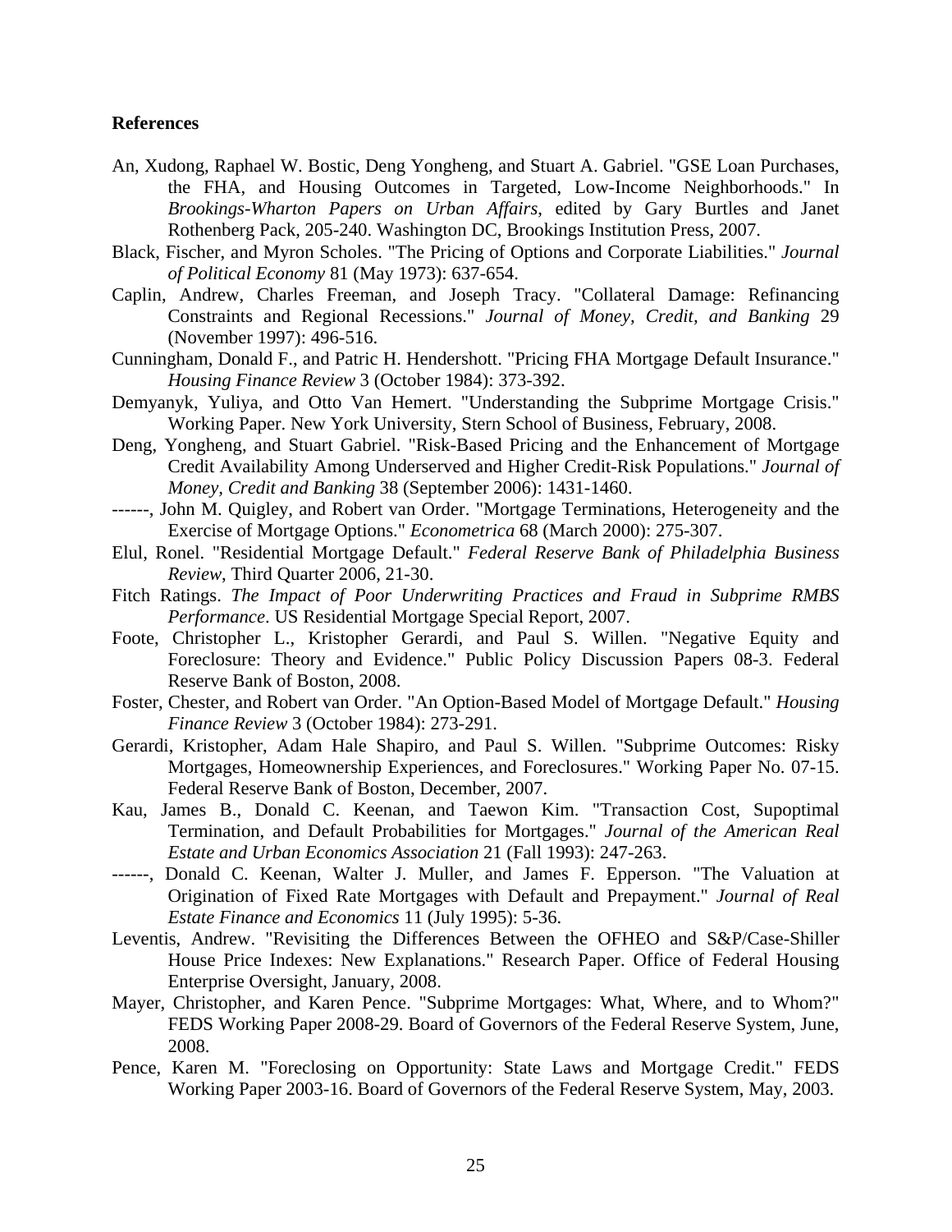**References**

An, Xudong, Raphael W. Bostic, Deng Yongheng, and Stuart A. Gabriel. "GSE Loan Purchases, the FHA, and Housing Outcomes in Targeted, Low-Income Neighborhoods." In *Brookings-Wharton Papers on Urban Affairs*, edited by Gary Burtles and Janet Rothenberg Pack, 205-240. Washington DC, Brookings Institution Press, 2007.

Black, Fischer, and Myron Scholes. "The Pricing of Options and Corporate Liabilities." *Journal of Political Economy* 81 (May 1973): 637-654.

Caplin, Andrew, Charles Freeman, and Joseph Tracy. "Collateral Damage: Refinancing Constraints and Regional Recessions." *Journal of Money, Credit, and Banking* 29 (November 1997): 496-516.

Cunningham, Donald F., and Patric H. Hendershott. "Pricing FHA Mortgage Default Insurance." *Housing Finance Review* 3 (October 1984): 373-392.

Demyanyk, Yuliya, and Otto Van Hemert. "Understanding the Subprime Mortgage Crisis." Working Paper. New York University, Stern School of Business, February, 2008.

Deng, Yongheng, and Stuart Gabriel. "Risk-Based Pricing and the Enhancement of Mortgage Credit Availability Among Underserved and Higher Credit-Risk Populations." *Journal of Money, Credit and Banking* 38 (September 2006): 1431-1460.

------, John M. Quigley, and Robert van Order. "Mortgage Terminations, Heterogeneity and the Exercise of Mortgage Options." *Econometrica* 68 (March 2000): 275-307.

Elul, Ronel. "Residential Mortgage Default." *Federal Reserve Bank of Philadelphia Business Review*, Third Quarter 2006, 21-30.

Fitch Ratings. *The Impact of Poor Underwriting Practices and Fraud in Subprime RMBS Performance*. US Residential Mortgage Special Report, 2007.

Foote, Christopher L., Kristopher Gerardi, and Paul S. Willen. "Negative Equity and Foreclosure: Theory and Evidence." Public Policy Discussion Papers 08-3. Federal Reserve Bank of Boston, 2008.

Foster, Chester, and Robert van Order. "An Option-Based Model of Mortgage Default." *Housing Finance Review* 3 (October 1984): 273-291.

Gerardi, Kristopher, Adam Hale Shapiro, and Paul S. Willen. "Subprime Outcomes: Risky Mortgages, Homeownership Experiences, and Foreclosures." Working Paper No. 07-15. Federal Reserve Bank of Boston, December, 2007.

Kau, James B., Donald C. Keenan, and Taewon Kim. "Transaction Cost, Supoptimal Termination, and Default Probabilities for Mortgages." *Journal of the American Real Estate and Urban Economics Association* 21 (Fall 1993): 247-263.

------, Donald C. Keenan, Walter J. Muller, and James F. Epperson. "The Valuation at Origination of Fixed Rate Mortgages with Default and Prepayment." *Journal of Real Estate Finance and Economics* 11 (July 1995): 5-36.

Leventis, Andrew. "Revisiting the Differences Between the OFHEO and S&P/Case-Shiller House Price Indexes: New Explanations." Research Paper. Office of Federal Housing Enterprise Oversight, January, 2008.

Mayer, Christopher, and Karen Pence. "Subprime Mortgages: What, Where, and to Whom?" FEDS Working Paper 2008-29. Board of Governors of the Federal Reserve System, June, 2008.

Pence, Karen M. "Foreclosing on Opportunity: State Laws and Mortgage Credit." FEDS Working Paper 2003-16. Board of Governors of the Federal Reserve System, May, 2003.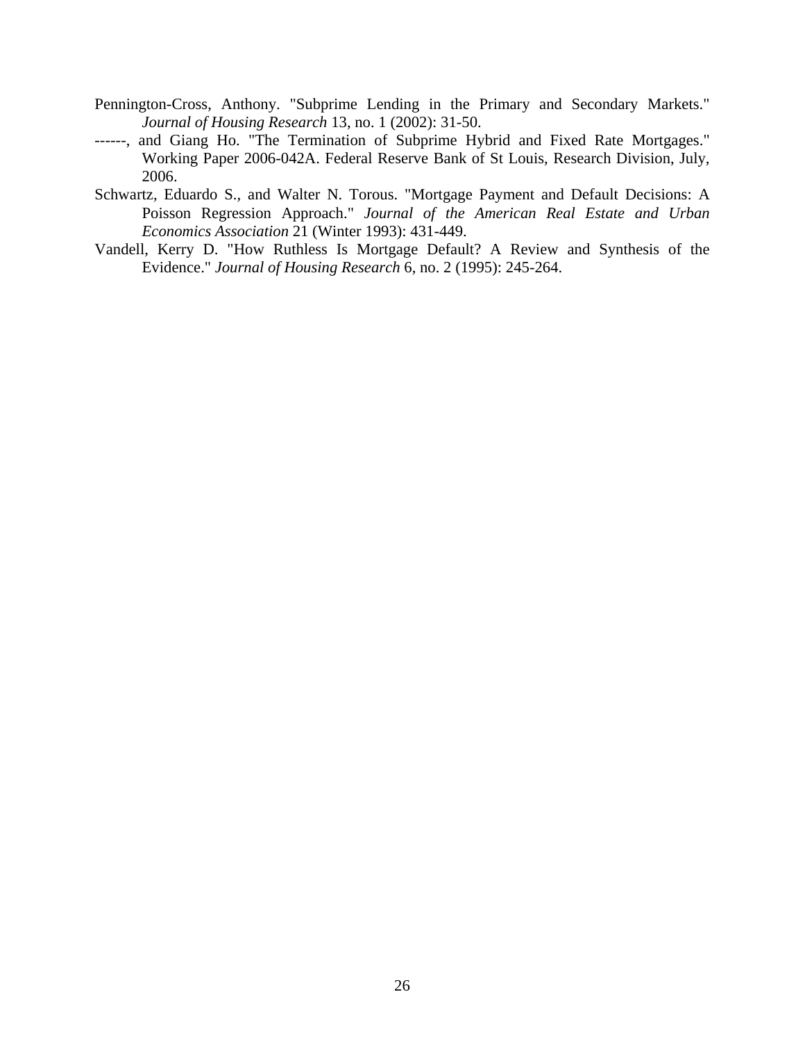Pennington-Cross, Anthony. "Subprime Lending in the Primary and Secondary Markets." *Journal of Housing Research* 13, no. 1 (2002): 31-50.

------, and Giang Ho. "The Termination of Subprime Hybrid and Fixed Rate Mortgages." Working Paper 2006-042A. Federal Reserve Bank of St Louis, Research Division, July, 2006.

Schwartz, Eduardo S., and Walter N. Torous. "Mortgage Payment and Default Decisions: A Poisson Regression Approach." *Journal of the American Real Estate and Urban Economics Association* 21 (Winter 1993): 431-449.

Vandell, Kerry D. "How Ruthless Is Mortgage Default? A Review and Synthesis of the Evidence." *Journal of Housing Research* 6, no. 2 (1995): 245-264.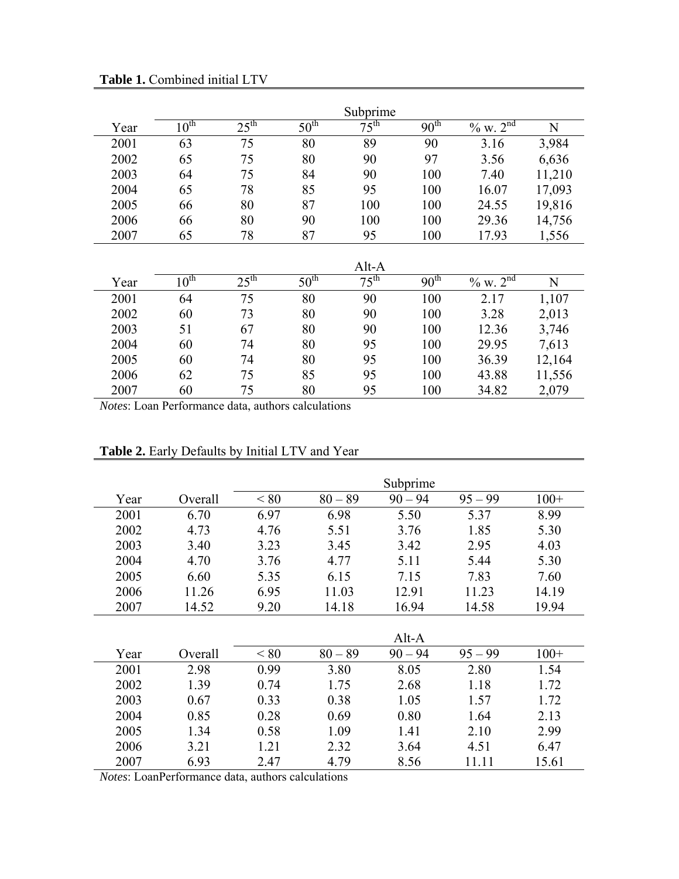**Table 1.** Combined initial LTV

| | Subprime | | | | | | |
|---|---|---|---|---|---|---|---|
| Year | $10^{th}$ | $25^{th}$ | $50^{th}$ | $75^{th}$ | $90^{th}$ | % w. $2^{nd}$ | N |
| 2001 | 63 | 75 | 80 | 89 | 90 | 3.16 | 3,984 |
| 2002 | 65 | 75 | 80 | 90 | 97 | 3.56 | 6,636 |
| 2003 | 64 | 75 | 84 | 90 | 100 | 7.40 | 11,210 |
| 2004 | 65 | 78 | 85 | 95 | 100 | 16.07 | 17,093 |
| 2005 | 66 | 80 | 87 | 100 | 100 | 24.55 | 19,816 |
| 2006 | 66 | 80 | 90 | 100 | 100 | 29.36 | 14,756 |
| 2007 | 65 | 78 | 87 | 95 | 100 | 17.93 | 1,556 |

| | Alt-A | | | | | | |
|---|---|---|---|---|---|---|---|
| Year | $10^{th}$ | $25^{th}$ | $50^{th}$ | $75^{th}$ | $90^{th}$ | % w. $2^{nd}$ | N |
| 2001 | 64 | 75 | 80 | 90 | 100 | 2.17 | 1,107 |
| 2002 | 60 | 73 | 80 | 90 | 100 | 3.28 | 2,013 |
| 2003 | 51 | 67 | 80 | 90 | 100 | 12.36 | 3,746 |
| 2004 | 60 | 74 | 80 | 95 | 100 | 29.95 | 7,613 |
| 2005 | 60 | 74 | 80 | 95 | 100 | 36.39 | 12,164 |
| 2006 | 62 | 75 | 85 | 95 | 100 | 43.88 | 11,556 |
| 2007 | 60 | 75 | 80 | 95 | 100 | 34.82 | 2,079 |

*Notes*: Loan Performance data, authors calculations

**Table 2.** Early Defaults by Initial LTV and Year

| | | Subprime | | | | |
|---|---|---|---|---|---|---|
| Year | Overall | < 80 | 80 – 89 | 90 – 94 | 95 – 99 | 100+ |
| 2001 | 6.70 | 6.97 | 6.98 | 5.50 | 5.37 | 8.99 |
| 2002 | 4.73 | 4.76 | 5.51 | 3.76 | 1.85 | 5.30 |
| 2003 | 3.40 | 3.23 | 3.45 | 3.42 | 2.95 | 4.03 |
| 2004 | 4.70 | 3.76 | 4.77 | 5.11 | 5.44 | 5.30 |
| 2005 | 6.60 | 5.35 | 6.15 | 7.15 | 7.83 | 7.60 |
| 2006 | 11.26 | 6.95 | 11.03 | 12.91 | 11.23 | 14.19 |
| 2007 | 14.52 | 9.20 | 14.18 | 16.94 | 14.58 | 19.94 |

| | | Alt-A | | | | |
|---|---|---|---|---|---|---|
| Year | Overall | < 80 | 80 – 89 | 90 – 94 | 95 – 99 | 100+ |
| 2001 | 2.98 | 0.99 | 3.80 | 8.05 | 2.80 | 1.54 |
| 2002 | 1.39 | 0.74 | 1.75 | 2.68 | 1.18 | 1.72 |
| 2003 | 0.67 | 0.33 | 0.38 | 1.05 | 1.57 | 1.72 |
| 2004 | 0.85 | 0.28 | 0.69 | 0.80 | 1.64 | 2.13 |
| 2005 | 1.34 | 0.58 | 1.09 | 1.41 | 2.10 | 2.99 |
| 2006 | 3.21 | 1.21 | 2.32 | 3.64 | 4.51 | 6.47 |
| 2007 | 6.93 | 2.47 | 4.79 | 8.56 | 11.11 | 15.61 |

*Notes*: LoanPerformance data, authors calculations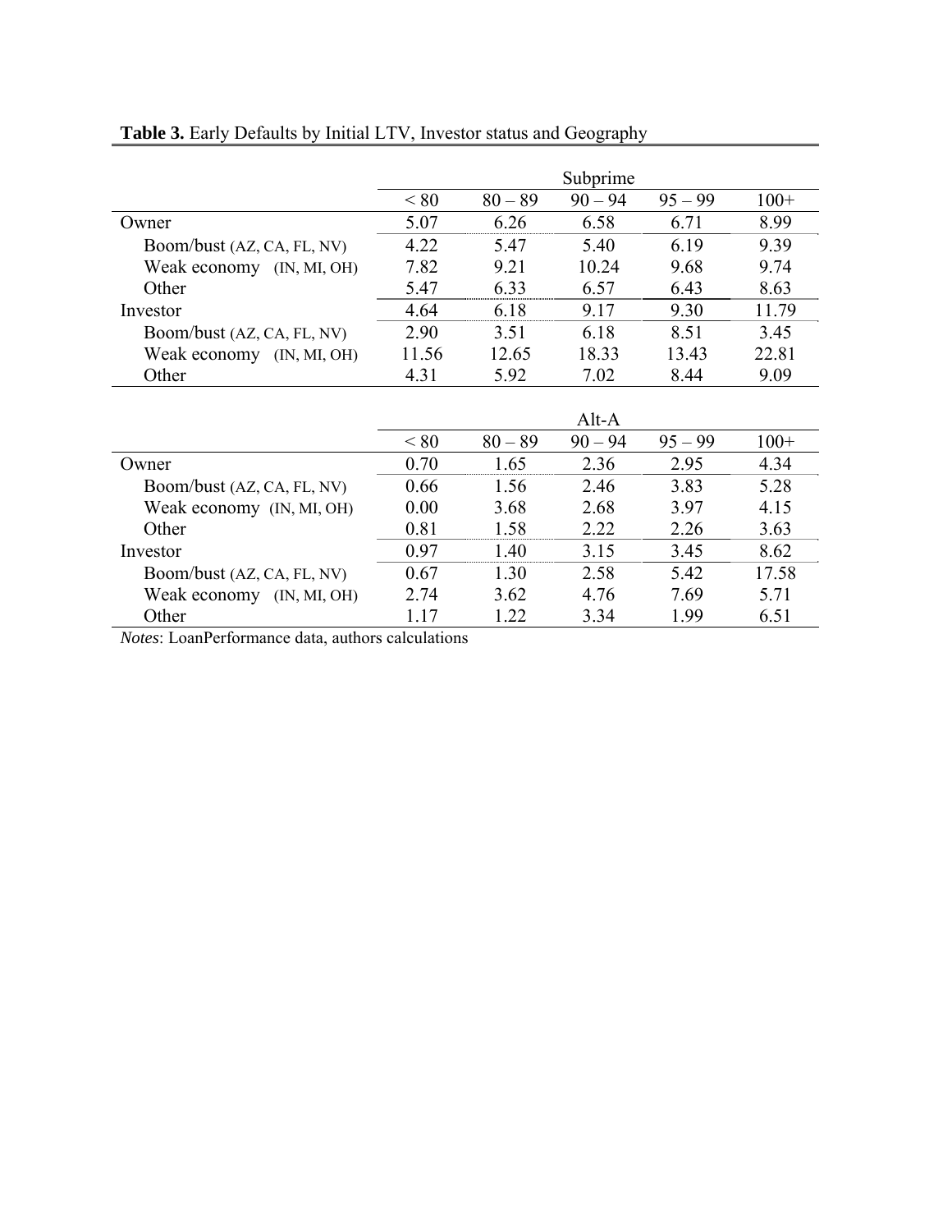**Table 3.** Early Defaults by Initial LTV, Investor status and Geography

| | Subprime | | | | |
|---|---|---|---|---|---|
| | < 80 | 80 – 89 | 90 – 94 | 95 – 99 | 100+ |
| Owner | 5.07 | 6.26 | 6.58 | 6.71 | 8.99 |
| Boom/bust (AZ, CA, FL, NV) | 4.22 | 5.47 | 5.40 | 6.19 | 9.39 |
| Weak economy (IN, MI, OH) | 7.82 | 9.21 | 10.24 | 9.68 | 9.74 |
| Other | 5.47 | 6.33 | 6.57 | 6.43 | 8.63 |
| Investor | 4.64 | 6.18 | 9.17 | 9.30 | 11.79 |
| Boom/bust (AZ, CA, FL, NV) | 2.90 | 3.51 | 6.18 | 8.51 | 3.45 |
| Weak economy (IN, MI, OH) | 11.56 | 12.65 | 18.33 | 13.43 | 22.81 |
| Other | 4.31 | 5.92 | 7.02 | 8.44 | 9.09 |

| | Alt-A | | | | |
|---|---|---|---|---|---|
| | < 80 | 80 – 89 | 90 – 94 | 95 – 99 | 100+ |
| Owner | 0.70 | 1.65 | 2.36 | 2.95 | 4.34 |
| Boom/bust (AZ, CA, FL, NV) | 0.66 | 1.56 | 2.46 | 3.83 | 5.28 |
| Weak economy (IN, MI, OH) | 0.00 | 3.68 | 2.68 | 3.97 | 4.15 |
| Other | 0.81 | 1.58 | 2.22 | 2.26 | 3.63 |
| Investor | 0.97 | 1.40 | 3.15 | 3.45 | 8.62 |
| Boom/bust (AZ, CA, FL, NV) | 0.67 | 1.30 | 2.58 | 5.42 | 17.58 |
| Weak economy (IN, MI, OH) | 2.74 | 3.62 | 4.76 | 7.69 | 5.71 |
| Other | 1.17 | 1.22 | 3.34 | 1.99 | 6.51 |

*Notes*: LoanPerformance data, authors calculations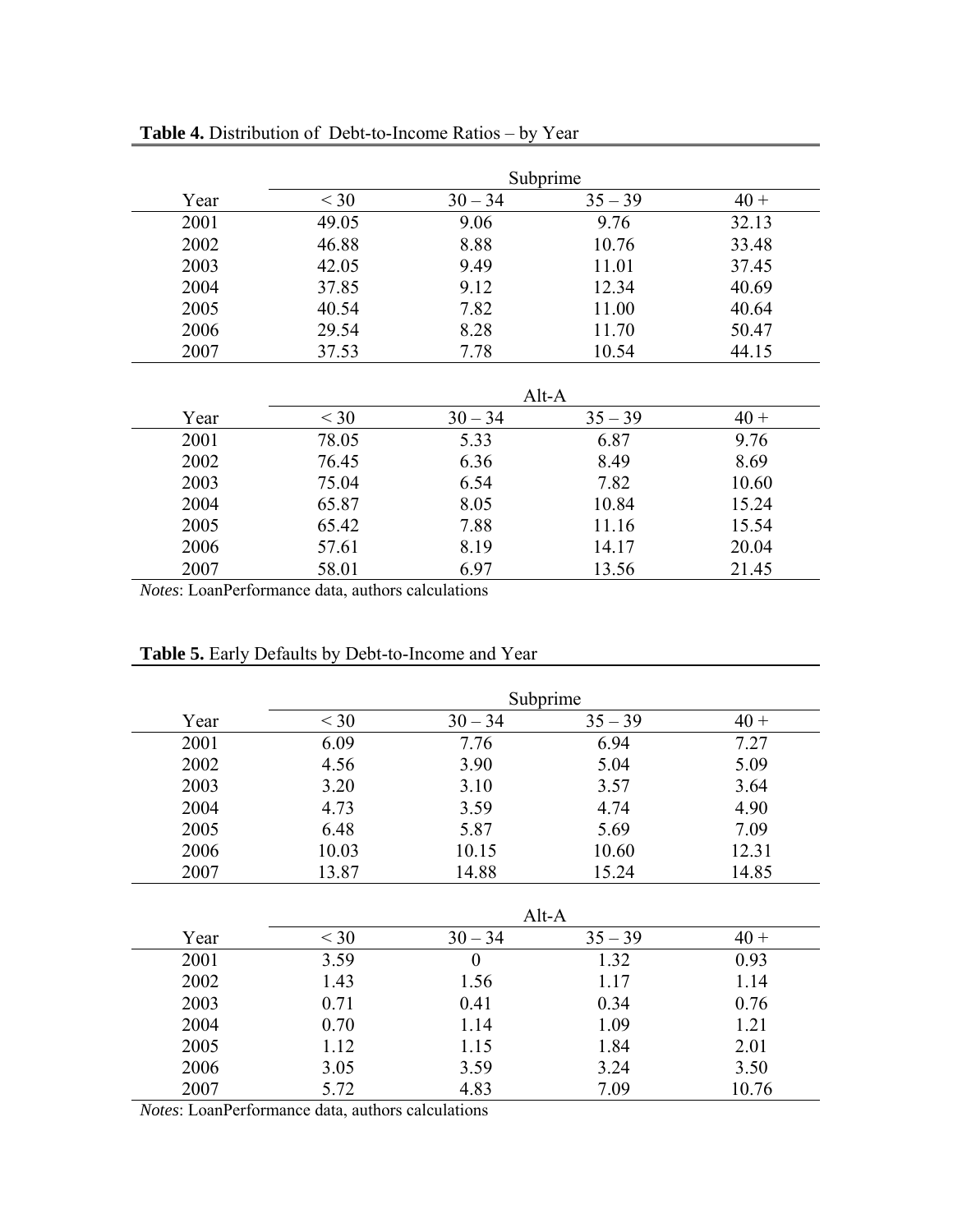**Table 4.** Distribution of Debt-to-Income Ratios – by Year

| | Subprime | | | |
|---|---|---|---|---|
| Year | < 30 | 30 – 34 | 35 – 39 | 40 + |
| 2001 | 49.05 | 9.06 | 9.76 | 32.13 |
| 2002 | 46.88 | 8.88 | 10.76 | 33.48 |
| 2003 | 42.05 | 9.49 | 11.01 | 37.45 |
| 2004 | 37.85 | 9.12 | 12.34 | 40.69 |
| 2005 | 40.54 | 7.82 | 11.00 | 40.64 |
| 2006 | 29.54 | 8.28 | 11.70 | 50.47 |
| 2007 | 37.53 | 7.78 | 10.54 | 44.15 |

| | Alt-A | | | |
|---|---|---|---|---|
| Year | < 30 | 30 – 34 | 35 – 39 | 40 + |
| 2001 | 78.05 | 5.33 | 6.87 | 9.76 |
| 2002 | 76.45 | 6.36 | 8.49 | 8.69 |
| 2003 | 75.04 | 6.54 | 7.82 | 10.60 |
| 2004 | 65.87 | 8.05 | 10.84 | 15.24 |
| 2005 | 65.42 | 7.88 | 11.16 | 15.54 |
| 2006 | 57.61 | 8.19 | 14.17 | 20.04 |
| 2007 | 58.01 | 6.97 | 13.56 | 21.45 |

*Notes*: LoanPerformance data, authors calculations

**Table 5.** Early Defaults by Debt-to-Income and Year

| | Subprime | | | |
|---|---|---|---|---|
| Year | < 30 | 30 – 34 | 35 – 39 | 40 + |
| 2001 | 6.09 | 7.76 | 6.94 | 7.27 |
| 2002 | 4.56 | 3.90 | 5.04 | 5.09 |
| 2003 | 3.20 | 3.10 | 3.57 | 3.64 |
| 2004 | 4.73 | 3.59 | 4.74 | 4.90 |
| 2005 | 6.48 | 5.87 | 5.69 | 7.09 |
| 2006 | 10.03 | 10.15 | 10.60 | 12.31 |
| 2007 | 13.87 | 14.88 | 15.24 | 14.85 |

| | Alt-A | | | |
|---|---|---|---|---|
| Year | < 30 | 30 – 34 | 35 – 39 | 40 + |
| 2001 | 3.59 | 0 | 1.32 | 0.93 |
| 2002 | 1.43 | 1.56 | 1.17 | 1.14 |
| 2003 | 0.71 | 0.41 | 0.34 | 0.76 |
| 2004 | 0.70 | 1.14 | 1.09 | 1.21 |
| 2005 | 1.12 | 1.15 | 1.84 | 2.01 |
| 2006 | 3.05 | 3.59 | 3.24 | 3.50 |
| 2007 | 5.72 | 4.83 | 7.09 | 10.76 |

*Notes*: LoanPerformance data, authors calculations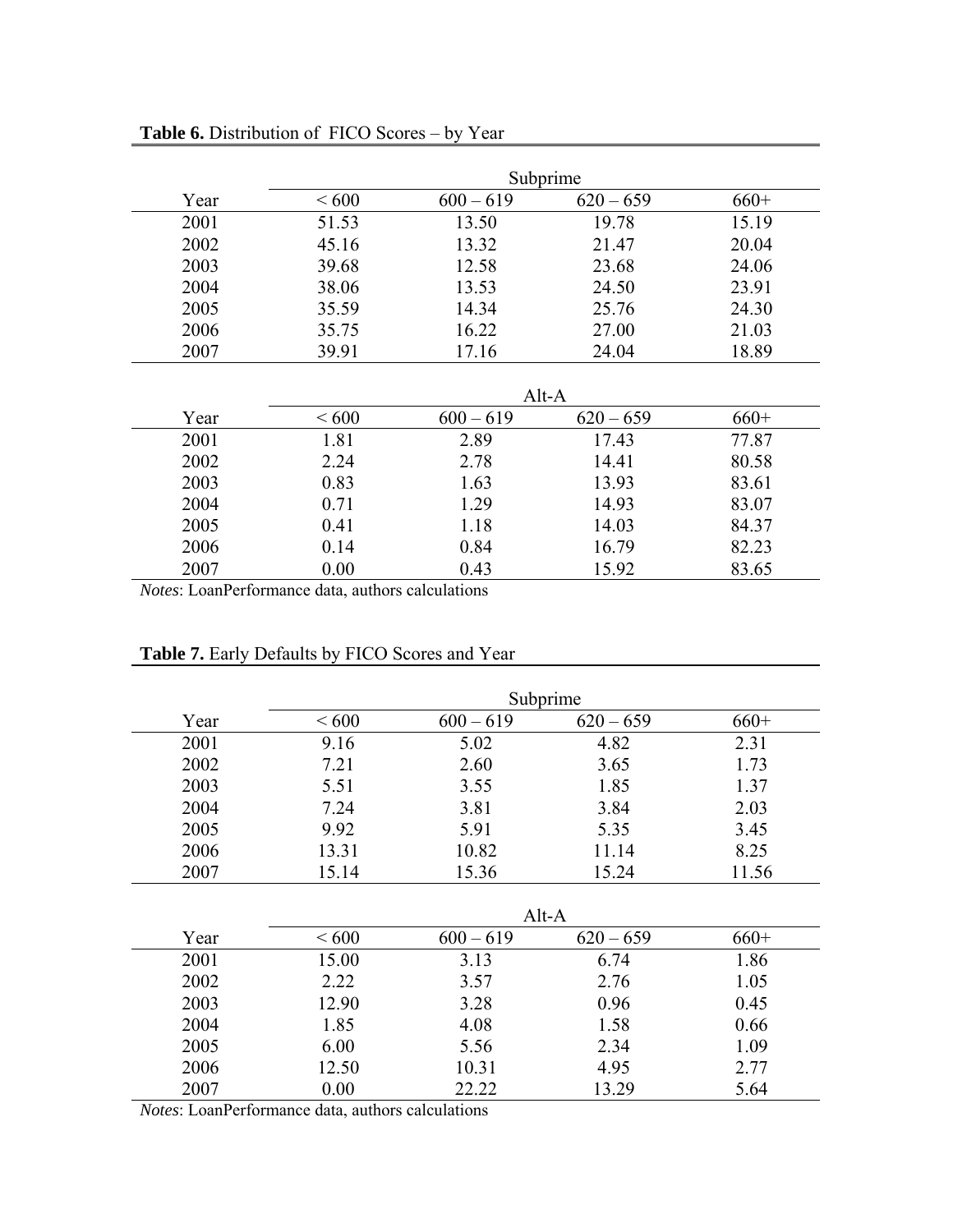**Table 6.** Distribution of FICO Scores – by Year

| | Subprime | | | |
|---|---|---|---|---|
| Year | < 600 | 600 – 619 | 620 – 659 | 660+ |
| 2001 | 51.53 | 13.50 | 19.78 | 15.19 |
| 2002 | 45.16 | 13.32 | 21.47 | 20.04 |
| 2003 | 39.68 | 12.58 | 23.68 | 24.06 |
| 2004 | 38.06 | 13.53 | 24.50 | 23.91 |
| 2005 | 35.59 | 14.34 | 25.76 | 24.30 |
| 2006 | 35.75 | 16.22 | 27.00 | 21.03 |
| 2007 | 39.91 | 17.16 | 24.04 | 18.89 |

| | Alt-A | | | |
|---|---|---|---|---|
| Year | < 600 | 600 – 619 | 620 – 659 | 660+ |
| 2001 | 1.81 | 2.89 | 17.43 | 77.87 |
| 2002 | 2.24 | 2.78 | 14.41 | 80.58 |
| 2003 | 0.83 | 1.63 | 13.93 | 83.61 |
| 2004 | 0.71 | 1.29 | 14.93 | 83.07 |
| 2005 | 0.41 | 1.18 | 14.03 | 84.37 |
| 2006 | 0.14 | 0.84 | 16.79 | 82.23 |
| 2007 | 0.00 | 0.43 | 15.92 | 83.65 |

*Notes*: LoanPerformance data, authors calculations

**Table 7.** Early Defaults by FICO Scores and Year

| | Subprime | | | |
|---|---|---|---|---|
| Year | < 600 | 600 – 619 | 620 – 659 | 660+ |
| 2001 | 9.16 | 5.02 | 4.82 | 2.31 |
| 2002 | 7.21 | 2.60 | 3.65 | 1.73 |
| 2003 | 5.51 | 3.55 | 1.85 | 1.37 |
| 2004 | 7.24 | 3.81 | 3.84 | 2.03 |
| 2005 | 9.92 | 5.91 | 5.35 | 3.45 |
| 2006 | 13.31 | 10.82 | 11.14 | 8.25 |
| 2007 | 15.14 | 15.36 | 15.24 | 11.56 |

| | Alt-A | | | |
|---|---|---|---|---|
| Year | < 600 | 600 – 619 | 620 – 659 | 660+ |
| 2001 | 15.00 | 3.13 | 6.74 | 1.86 |
| 2002 | 2.22 | 3.57 | 2.76 | 1.05 |
| 2003 | 12.90 | 3.28 | 0.96 | 0.45 |
| 2004 | 1.85 | 4.08 | 1.58 | 0.66 |
| 2005 | 6.00 | 5.56 | 2.34 | 1.09 |
| 2006 | 12.50 | 10.31 | 4.95 | 2.77 |
| 2007 | 0.00 | 22.22 | 13.29 | 5.64 |

*Notes*: LoanPerformance data, authors calculations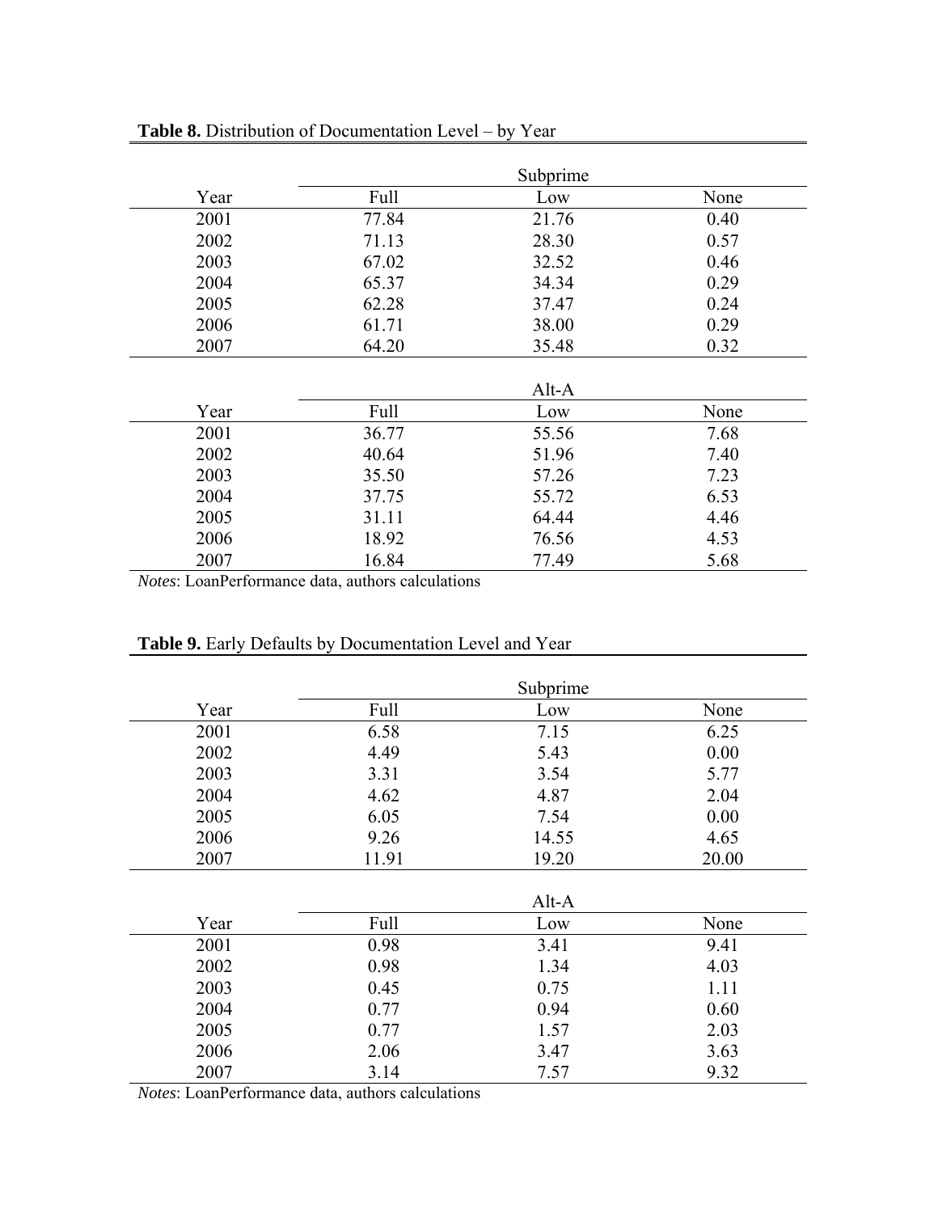**Table 8.** Distribution of Documentation Level – by Year

| | Subprime | | |
|---|---|---|---|
| Year | Full | Low | None |
| 2001 | 77.84 | 21.76 | 0.40 |
| 2002 | 71.13 | 28.30 | 0.57 |
| 2003 | 67.02 | 32.52 | 0.46 |
| 2004 | 65.37 | 34.34 | 0.29 |
| 2005 | 62.28 | 37.47 | 0.24 |
| 2006 | 61.71 | 38.00 | 0.29 |
| 2007 | 64.20 | 35.48 | 0.32 |
| | **Alt-A** | | |
| Year | Full | Low | None |
| 2001 | 36.77 | 55.56 | 7.68 |
| 2002 | 40.64 | 51.96 | 7.40 |
| 2003 | 35.50 | 57.26 | 7.23 |
| 2004 | 37.75 | 55.72 | 6.53 |
| 2005 | 31.11 | 64.44 | 4.46 |
| 2006 | 18.92 | 76.56 | 4.53 |
| 2007 | 16.84 | 77.49 | 5.68 |

*Notes*: LoanPerformance data, authors calculations

**Table 9.** Early Defaults by Documentation Level and Year

| | Subprime | | |
|---|---|---|---|
| Year | Full | Low | None |
| 2001 | 6.58 | 7.15 | 6.25 |
| 2002 | 4.49 | 5.43 | 0.00 |
| 2003 | 3.31 | 3.54 | 5.77 |
| 2004 | 4.62 | 4.87 | 2.04 |
| 2005 | 6.05 | 7.54 | 0.00 |
| 2006 | 9.26 | 14.55 | 4.65 |
| 2007 | 11.91 | 19.20 | 20.00 |
| | **Alt-A** | | |
| Year | Full | Low | None |
| 2001 | 0.98 | 3.41 | 9.41 |
| 2002 | 0.98 | 1.34 | 4.03 |
| 2003 | 0.45 | 0.75 | 1.11 |
| 2004 | 0.77 | 0.94 | 0.60 |
| 2005 | 0.77 | 1.57 | 2.03 |
| 2006 | 2.06 | 3.47 | 3.63 |
| 2007 | 3.14 | 7.57 | 9.32 |

*Notes*: LoanPerformance data, authors calculations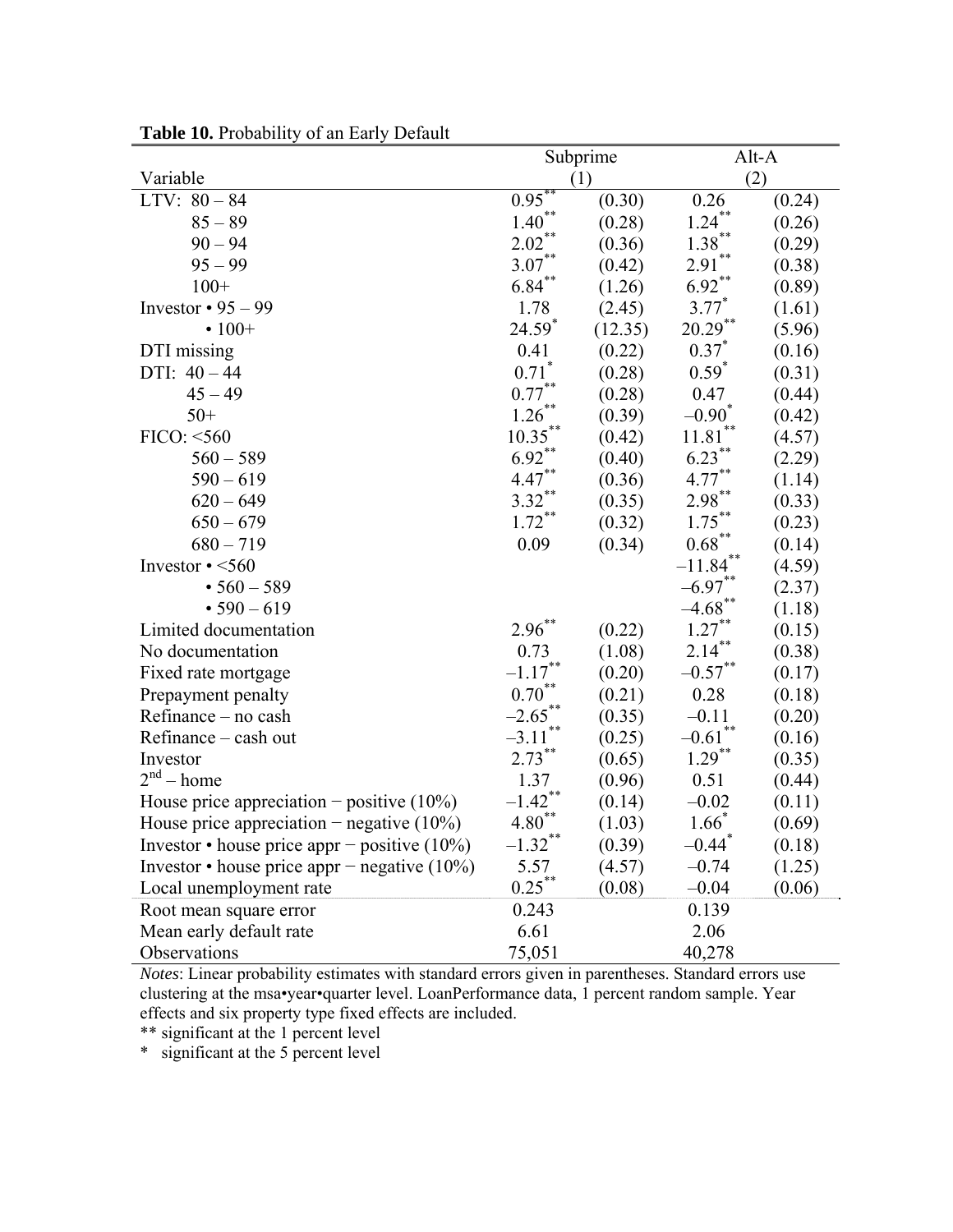**Table 10.** Probability of an Early Default

| Variable | Subprime (1) | | Alt-A (2) | |
|---|---|---|---|---|
| LTV: 80 – 84 | 0.95** | (0.30) | 0.26 | (0.24) |
| 85 – 89 | 1.40** | (0.28) | 1.24** | (0.26) |
| 90 – 94 | 2.02** | (0.36) | 1.38** | (0.29) |
| 95 – 99 | 3.07** | (0.42) | 2.91** | (0.38) |
| 100+ | 6.84** | (1.26) | 6.92** | (0.89) |
| Investor • 95 – 99 | 1.78 | (2.45) | 3.77* | (1.61) |
| • 100+ | 24.59* | (12.35) | 20.29** | (5.96) |
| DTI missing | 0.41 | (0.22) | 0.37* | (0.16) |
| DTI: 40 – 44 | 0.71* | (0.28) | 0.59* | (0.31) |
| 45 – 49 | 0.77** | (0.28) | 0.47 | (0.44) |
| 50+ | 1.26** | (0.39) | –0.90* | (0.42) |
| FICO: <560 | 10.35** | (0.42) | 11.81** | (4.57) |
| 560 – 589 | 6.92** | (0.40) | 6.23** | (2.29) |
| 590 – 619 | 4.47** | (0.36) | 4.77** | (1.14) |
| 620 – 649 | 3.32** | (0.35) | 2.98** | (0.33) |
| 650 – 679 | 1.72** | (0.32) | 1.75** | (0.23) |
| 680 – 719 | 0.09 | (0.34) | 0.68** | (0.14) |
| Investor • <560 | | | –11.84** | (4.59) |
| • 560 – 589 | | | –6.97** | (2.37) |
| • 590 – 619 | | | –4.68** | (1.18) |
| Limited documentation | 2.96** | (0.22) | 1.27** | (0.15) |
| No documentation | 0.73 | (1.08) | 2.14** | (0.38) |
| Fixed rate mortgage | –1.17** | (0.20) | –0.57** | (0.17) |
| Prepayment penalty | 0.70** | (0.21) | 0.28 | (0.18) |
| Refinance – no cash | –2.65** | (0.35) | –0.11 | (0.20) |
| Refinance – cash out | –3.11** | (0.25) | –0.61** | (0.16) |
| Investor | 2.73** | (0.65) | 1.29** | (0.35) |
| $2^{nd}$ – home | 1.37 | (0.96) | 0.51 | (0.44) |
| House price appreciation − positive (10%) | –1.42** | (0.14) | –0.02 | (0.11) |
| House price appreciation − negative (10%) | 4.80** | (1.03) | 1.66* | (0.69) |
| Investor • house price appr − positive (10%) | –1.32** | (0.39) | –0.44* | (0.18) |
| Investor • house price appr − negative (10%) | 5.57 | (4.57) | –0.74 | (1.25) |
| Local unemployment rate | 0.25** | (0.08) | –0.04 | (0.06) |
| Root mean square error | 0.243 | | 0.139 | |
| Mean early default rate | 6.61 | | 2.06 | |
| Observations | 75,051 | | 40,278 | |

*Notes*: Linear probability estimates with standard errors given in parentheses. Standard errors use clustering at the msa•year•quarter level. LoanPerformance data, 1 percent random sample. Year effects and six property type fixed effects are included.

** significant at the 1 percent level

\* significant at the 5 percent level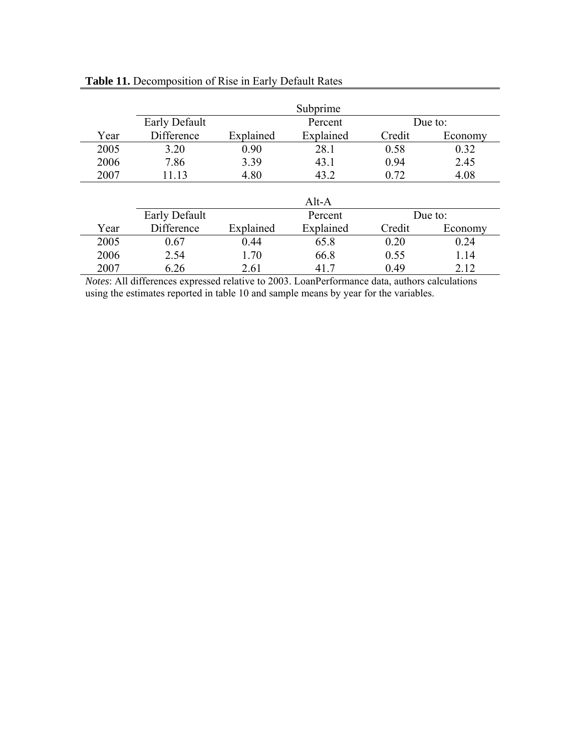**Table 11.** Decomposition of Rise in Early Default Rates

| | Subprime | | | | |
|---|---|---|---|---|---|
| | Early Default | | Percent | Due to: | |
| Year | Difference | Explained | Explained | Credit | Economy |
| 2005 | 3.20 | 0.90 | 28.1 | 0.58 | 0.32 |
| 2006 | 7.86 | 3.39 | 43.1 | 0.94 | 2.45 |
| 2007 | 11.13 | 4.80 | 43.2 | 0.72 | 4.08 |

| | Alt-A | | | | |
|---|---|---|---|---|---|
| | Early Default | | Percent | Due to: | |
| Year | Difference | Explained | Explained | Credit | Economy |
| 2005 | 0.67 | 0.44 | 65.8 | 0.20 | 0.24 |
| 2006 | 2.54 | 1.70 | 66.8 | 0.55 | 1.14 |
| 2007 | 6.26 | 2.61 | 41.7 | 0.49 | 2.12 |

*Notes*: All differences expressed relative to 2003. LoanPerformance data, authors calculations using the estimates reported in table 10 and sample means by year for the variables.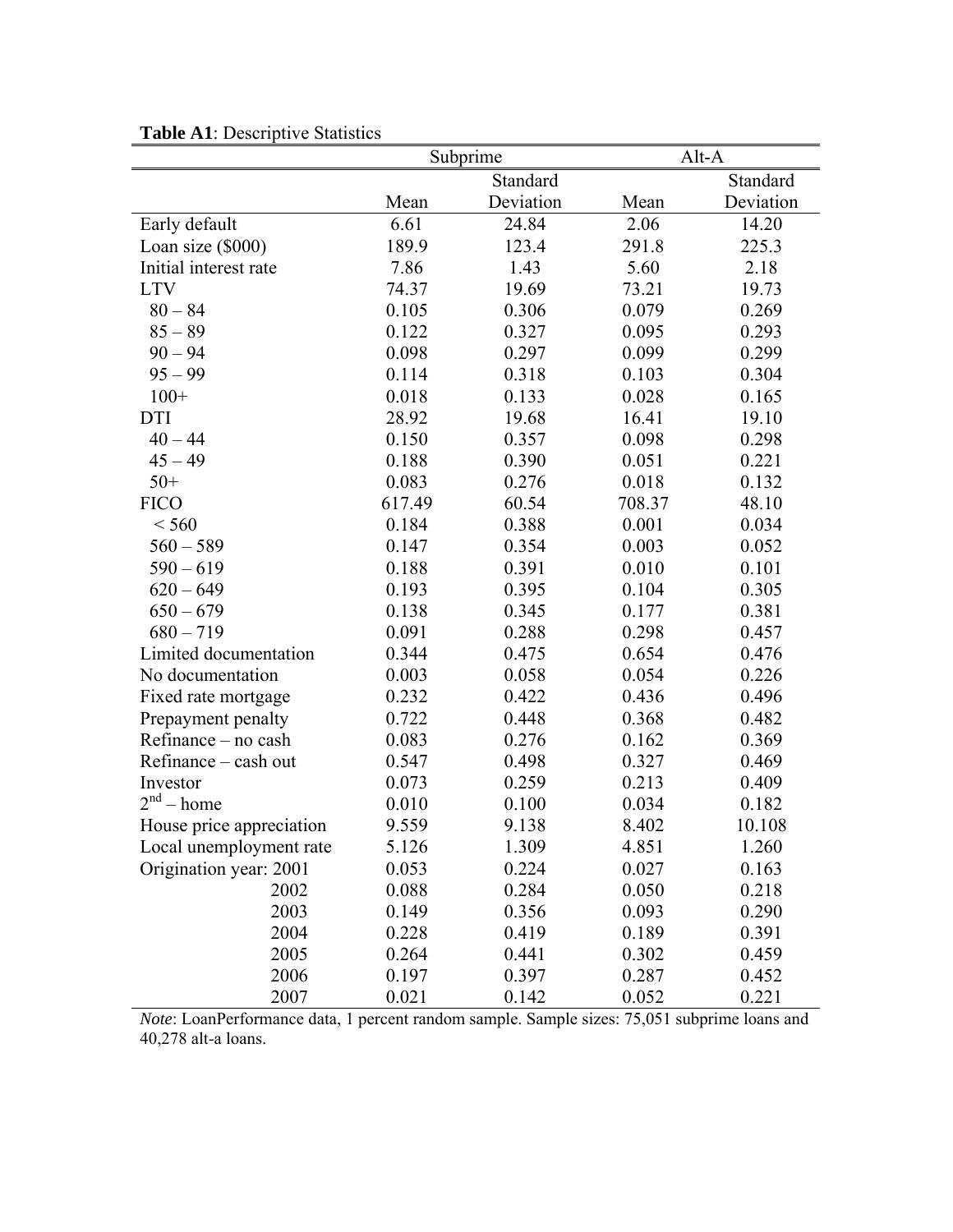**Table A1**: Descriptive Statistics

| | Subprime | | Alt-A | |
|---|---|---|---|---|
| | Mean | Standard Deviation | Mean | Standard Deviation |
| Early default | 6.61 | 24.84 | 2.06 | 14.20 |
| Loan size ($000) | 189.9 | 123.4 | 291.8 | 225.3 |
| Initial interest rate | 7.86 | 1.43 | 5.60 | 2.18 |
| LTV | 74.37 | 19.69 | 73.21 | 19.73 |
| 80 – 84 | 0.105 | 0.306 | 0.079 | 0.269 |
| 85 – 89 | 0.122 | 0.327 | 0.095 | 0.293 |
| 90 – 94 | 0.098 | 0.297 | 0.099 | 0.299 |
| 95 – 99 | 0.114 | 0.318 | 0.103 | 0.304 |
| 100+ | 0.018 | 0.133 | 0.028 | 0.165 |
| DTI | 28.92 | 19.68 | 16.41 | 19.10 |
| 40 – 44 | 0.150 | 0.357 | 0.098 | 0.298 |
| 45 – 49 | 0.188 | 0.390 | 0.051 | 0.221 |
| 50+ | 0.083 | 0.276 | 0.018 | 0.132 |
| FICO | 617.49 | 60.54 | 708.37 | 48.10 |
| < 560 | 0.184 | 0.388 | 0.001 | 0.034 |
| 560 – 589 | 0.147 | 0.354 | 0.003 | 0.052 |
| 590 – 619 | 0.188 | 0.391 | 0.010 | 0.101 |
| 620 – 649 | 0.193 | 0.395 | 0.104 | 0.305 |
| 650 – 679 | 0.138 | 0.345 | 0.177 | 0.381 |
| 680 – 719 | 0.091 | 0.288 | 0.298 | 0.457 |
| Limited documentation | 0.344 | 0.475 | 0.654 | 0.476 |
| No documentation | 0.003 | 0.058 | 0.054 | 0.226 |
| Fixed rate mortgage | 0.232 | 0.422 | 0.436 | 0.496 |
| Prepayment penalty | 0.722 | 0.448 | 0.368 | 0.482 |
| Refinance – no cash | 0.083 | 0.276 | 0.162 | 0.369 |
| Refinance – cash out | 0.547 | 0.498 | 0.327 | 0.469 |
| Investor | 0.073 | 0.259 | 0.213 | 0.409 |
| $2^{nd}$ – home | 0.010 | 0.100 | 0.034 | 0.182 |
| House price appreciation | 9.559 | 9.138 | 8.402 | 10.108 |
| Local unemployment rate | 5.126 | 1.309 | 4.851 | 1.260 |
| Origination year: 2001 | 0.053 | 0.224 | 0.027 | 0.163 |
| 2002 | 0.088 | 0.284 | 0.050 | 0.218 |
| 2003 | 0.149 | 0.356 | 0.093 | 0.290 |
| 2004 | 0.228 | 0.419 | 0.189 | 0.391 |
| 2005 | 0.264 | 0.441 | 0.302 | 0.459 |
| 2006 | 0.197 | 0.397 | 0.287 | 0.452 |
| 2007 | 0.021 | 0.142 | 0.052 | 0.221 |

*Note*: LoanPerformance data, 1 percent random sample. Sample sizes: 75,051 subprime loans and 40,278 alt-a loans.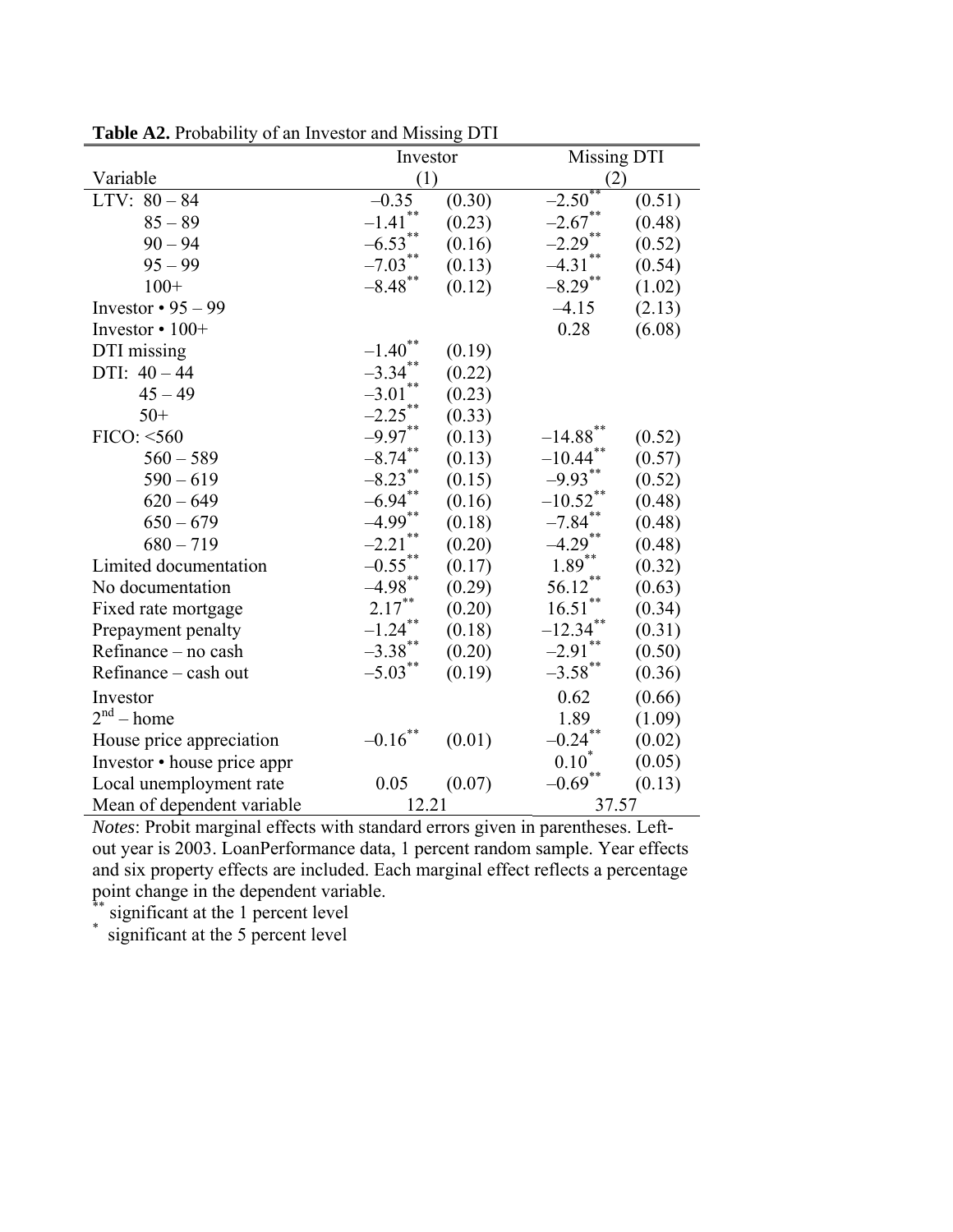**Table A2.** Probability of an Investor and Missing DTI

| Variable | Investor (1) | | Missing DTI (2) | |
|---|---|---|---|---|
| LTV: 80 – 84 | –0.35 | (0.30) | –2.50** | (0.51) |
| 85 – 89 | –1.41** | (0.23) | –2.67** | (0.48) |
| 90 – 94 | –6.53** | (0.16) | –2.29** | (0.52) |
| 95 – 99 | –7.03** | (0.13) | –4.31** | (0.54) |
| 100+ | –8.48** | (0.12) | –8.29** | (1.02) |
| Investor • 95 – 99 | | | –4.15 | (2.13) |
| Investor • 100+ | | | 0.28 | (6.08) |
| DTI missing | –1.40** | (0.19) | | |
| DTI: 40 – 44 | –3.34** | (0.22) | | |
| 45 – 49 | –3.01** | (0.23) | | |
| 50+ | –2.25** | (0.33) | | |
| FICO: <560 | –9.97** | (0.13) | –14.88** | (0.52) |
| 560 – 589 | –8.74** | (0.13) | –10.44** | (0.57) |
| 590 – 619 | –8.23** | (0.15) | –9.93** | (0.52) |
| 620 – 649 | –6.94** | (0.16) | –10.52** | (0.48) |
| 650 – 679 | –4.99** | (0.18) | –7.84** | (0.48) |
| 680 – 719 | –2.21** | (0.20) | –4.29** | (0.48) |
| Limited documentation | –0.55** | (0.17) | 1.89** | (0.32) |
| No documentation | –4.98** | (0.29) | 56.12** | (0.63) |
| Fixed rate mortgage | 2.17** | (0.20) | 16.51** | (0.34) |
| Prepayment penalty | –1.24** | (0.18) | –12.34** | (0.31) |
| Refinance – no cash | –3.38** | (0.20) | –2.91** | (0.50) |
| Refinance – cash out | –5.03** | (0.19) | –3.58** | (0.36) |
| Investor | | | 0.62 | (0.66) |
| 2nd – home | | | 1.89 | (1.09) |
| House price appreciation | –0.16** | (0.01) | –0.24** | (0.02) |
| Investor • house price appr | | | 0.10* | (0.05) |
| Local unemployment rate | 0.05 | (0.07) | –0.69** | (0.13) |
| Mean of dependent variable | 12.21 | | 37.57 | |

*Notes*: Probit marginal effects with standard errors given in parentheses. Left-out year is 2003. LoanPerformance data, 1 percent random sample. Year effects and six property effects are included. Each marginal effect reflects a percentage point change in the dependent variable.

** significant at the 1 percent level

\* significant at the 5 percent level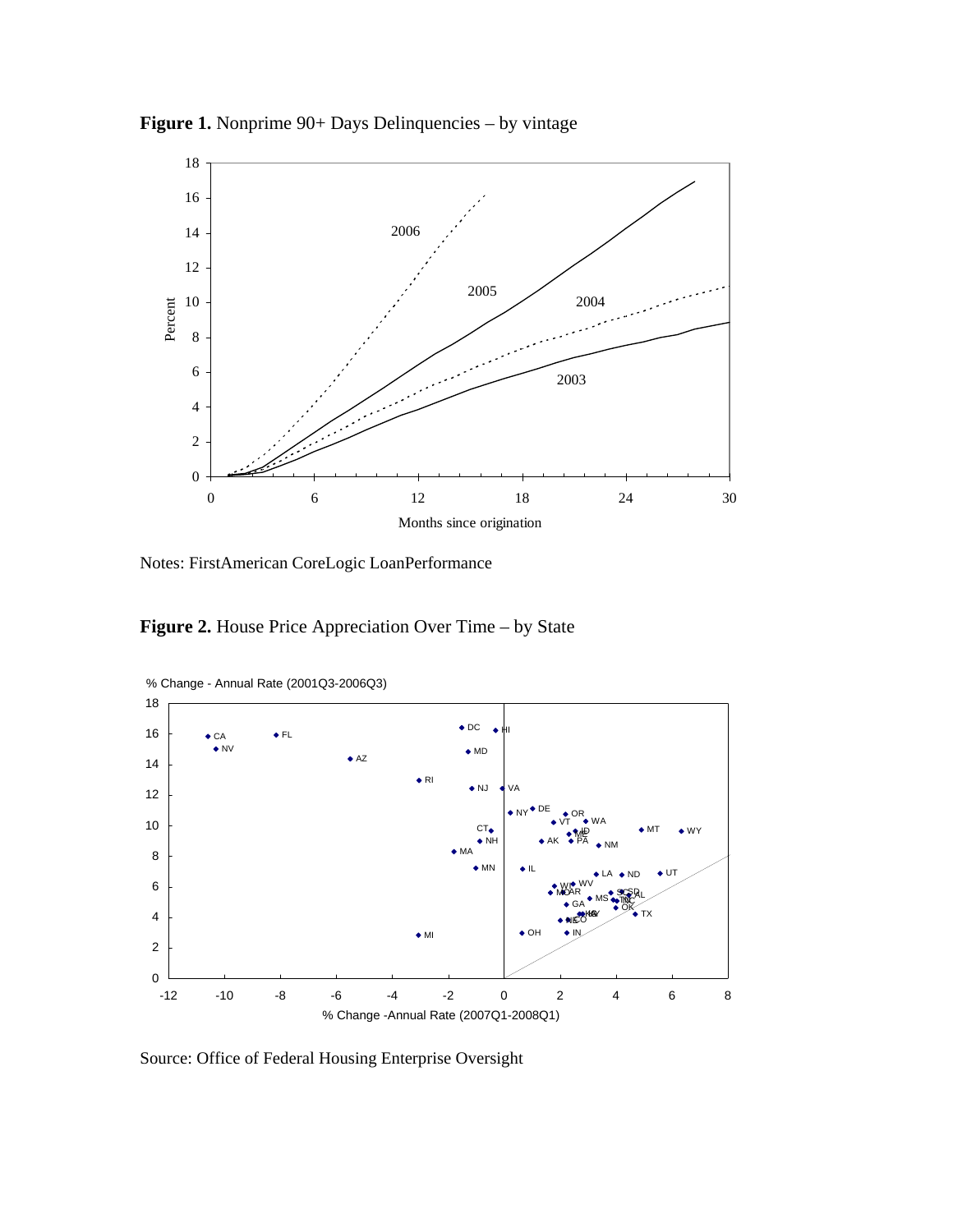**Figure 1.** Nonprime 90+ Days Delinquencies – by vintage

Percent

18
16
14
12
10
8
6
4
2
0

0
6
12
18
24
30

Months since origination

2006
2005
2004
2003

Notes: FirstAmerican CoreLogic LoanPerformance

**Figure 2.** House Price Appreciation Over Time – by State

% Change - Annual Rate (2001Q3-2006Q3)

18
16
14
12
10
8
6
4
2
0

-12
-10
-8
-6
-4
-2
0
2
4
6
8

% Change -Annual Rate (2007Q1-2008Q1)

CA
FL
NV
AZ
DC
HI
MD
RI
NJ
VA
NY
DE
VT
OR
WA
CT
ID
ME
MT
WY
NH
AK
PA
NM
MA
MN
IL
LA
ND
UT
WI
WV
MO
AR
SC
SD
AL
MS
NC
GA
OK
TX
KY
NE
CO
MI
OH
IN

Source: Office of Federal Housing Enterprise Oversight